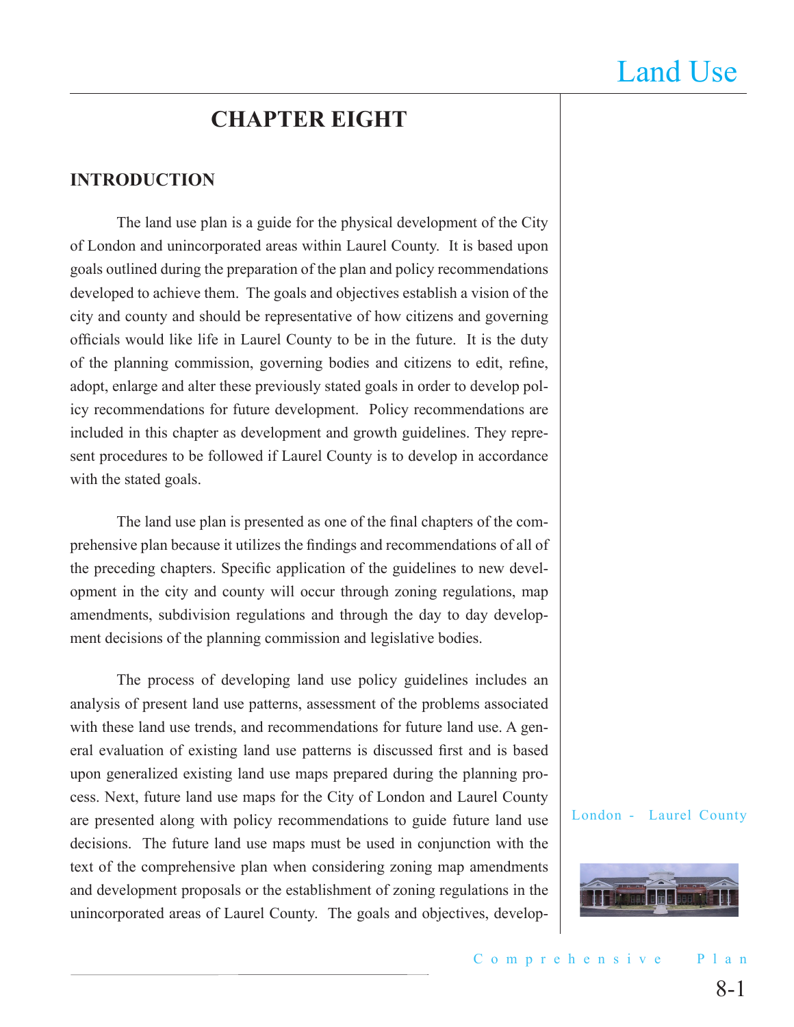# CHAPTER EIGHT

## INTRODUCTION

The land use plan is a guide for the physical development of the City of London and unincorporated areas within Laurel County. It is based upon goals outlined during the preparation of the plan and policy recommendations developed to achieve them. The goals and objectives establish a vision of the city and county and should be representative of how citizens and governing officials would like life in Laurel County to be in the future. It is the duty of the planning commission, governing bodies and citizens to edit, refine, adopt, enlarge and alter these previously stated goals in order to develop policy recommendations for future development. Policy recommendations are included in this chapter as development and growth guidelines. They represent procedures to be followed if Laurel County is to develop in accordance with the stated goals.

The land use plan is presented as one of the final chapters of the comprehensive plan because it utilizes the findings and recommendations of all of the preceding chapters. Specific application of the guidelines to new development in the city and county will occur through zoning regulations, map amendments, subdivision regulations and through the day to day development decisions of the planning commission and legislative bodies.

The process of developing land use policy guidelines includes an analysis of present land use patterns, assessment of the problems associated with these land use trends, and recommendations for future land use. A general evaluation of existing land use patterns is discussed first and is based upon generalized existing land use maps prepared during the planning process. Next, future land use maps for the City of London and Laurel County are presented along with policy recommendations to guide future land use decisions. The future land use maps must be used in conjunction with the text of the comprehensive plan when considering zoning map amendments and development proposals or the establishment of zoning regulations in the unincorporated areas of Laurel County. The goals and objectives, develop-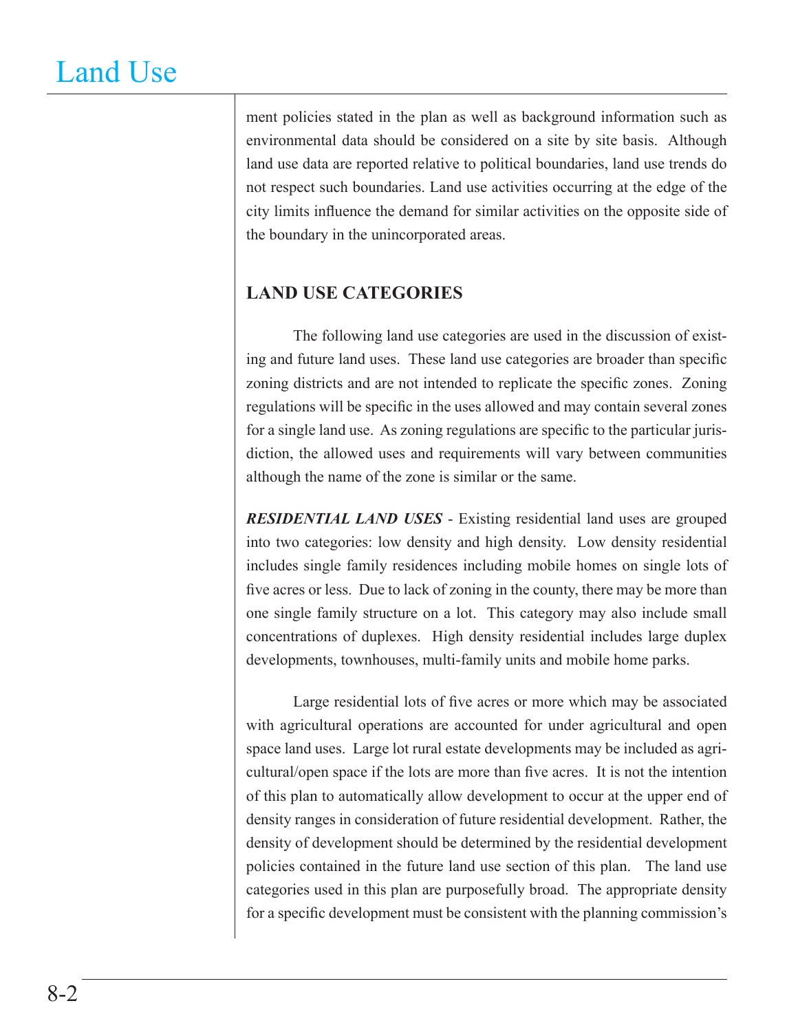ment policies stated in the plan as well as background information such as environmental data should be considered on a site by site basis. Although land use data are reported relative to political boundaries, land use trends do not respect such boundaries. Land use activities occurring at the edge of the city limits influence the demand for similar activities on the opposite side of the boundary in the unincorporated areas.

## LAND USE CATEGORIES

The following land use categories are used in the discussion of existing and future land uses. These land use categories are broader than specific zoning districts and are not intended to replicate the specific zones. Zoning regulations will be specific in the uses allowed and may contain several zones for a single land use. As zoning regulations are specific to the particular jurisdiction, the allowed uses and requirements will vary between communities although the name of the zone is similar or the same.

***RESIDENTIAL LAND USES*** - Existing residential land uses are grouped into two categories: low density and high density. Low density residential includes single family residences including mobile homes on single lots of five acres or less. Due to lack of zoning in the county, there may be more than one single family structure on a lot. This category may also include small concentrations of duplexes. High density residential includes large duplex developments, townhouses, multi-family units and mobile home parks.

Large residential lots of five acres or more which may be associated with agricultural operations are accounted for under agricultural and open space land uses. Large lot rural estate developments may be included as agricultural/open space if the lots are more than five acres. It is not the intention of this plan to automatically allow development to occur at the upper end of density ranges in consideration of future residential development. Rather, the density of development should be determined by the residential development policies contained in the future land use section of this plan. The land use categories used in this plan are purposefully broad. The appropriate density for a specific development must be consistent with the planning commission's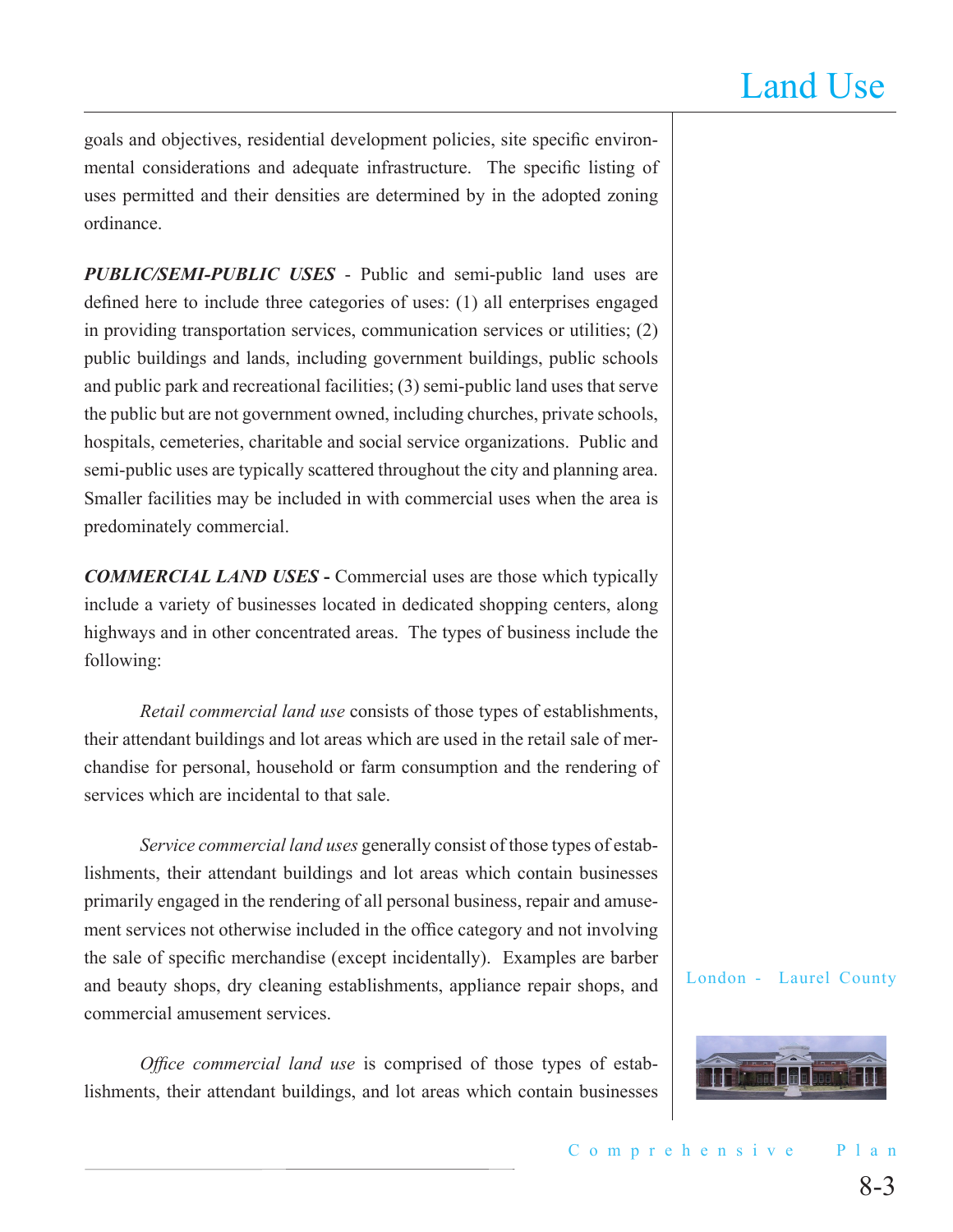goals and objectives, residential development policies, site specific environmental considerations and adequate infrastructure. The specific listing of uses permitted and their densities are determined by in the adopted zoning ordinance.

***PUBLIC/SEMI-PUBLIC USES*** - Public and semi-public land uses are defined here to include three categories of uses: (1) all enterprises engaged in providing transportation services, communication services or utilities; (2) public buildings and lands, including government buildings, public schools and public park and recreational facilities; (3) semi-public land uses that serve the public but are not government owned, including churches, private schools, hospitals, cemeteries, charitable and social service organizations. Public and semi-public uses are typically scattered throughout the city and planning area. Smaller facilities may be included in with commercial uses when the area is predominately commercial.

***COMMERCIAL LAND USES*** **-** Commercial uses are those which typically include a variety of businesses located in dedicated shopping centers, along highways and in other concentrated areas. The types of business include the following:

*Retail commercial land use* consists of those types of establishments, their attendant buildings and lot areas which are used in the retail sale of merchandise for personal, household or farm consumption and the rendering of services which are incidental to that sale.

*Service commercial land uses* generally consist of those types of establishments, their attendant buildings and lot areas which contain businesses primarily engaged in the rendering of all personal business, repair and amusement services not otherwise included in the office category and not involving the sale of specific merchandise (except incidentally). Examples are barber and beauty shops, dry cleaning establishments, appliance repair shops, and commercial amusement services.

*Office commercial land use* is comprised of those types of establishments, their attendant buildings, and lot areas which contain businesses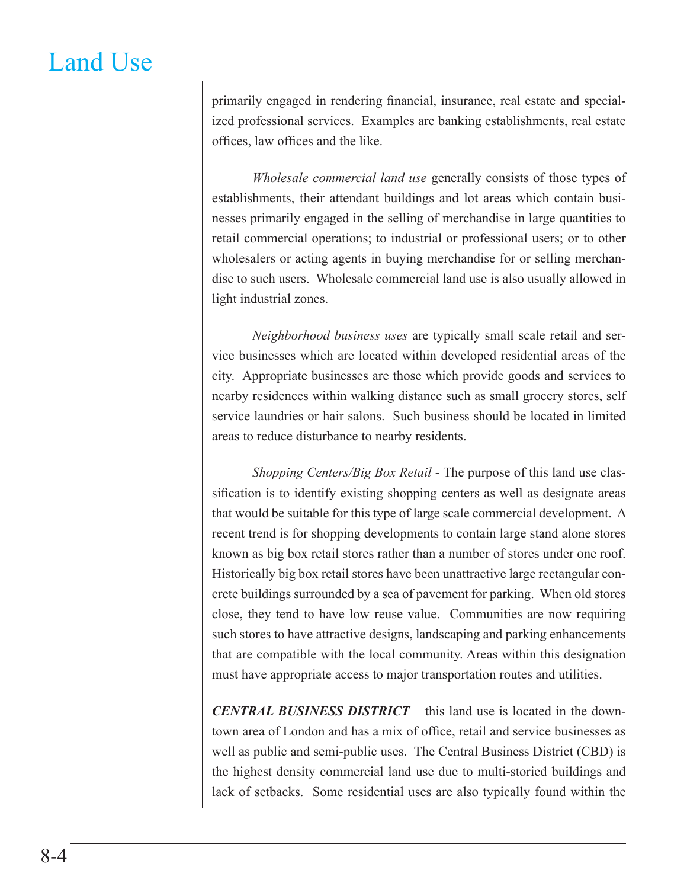primarily engaged in rendering financial, insurance, real estate and specialized professional services. Examples are banking establishments, real estate offices, law offices and the like.

*Wholesale commercial land use* generally consists of those types of establishments, their attendant buildings and lot areas which contain businesses primarily engaged in the selling of merchandise in large quantities to retail commercial operations; to industrial or professional users; or to other wholesalers or acting agents in buying merchandise for or selling merchandise to such users. Wholesale commercial land use is also usually allowed in light industrial zones.

*Neighborhood business uses* are typically small scale retail and service businesses which are located within developed residential areas of the city. Appropriate businesses are those which provide goods and services to nearby residences within walking distance such as small grocery stores, self service laundries or hair salons. Such business should be located in limited areas to reduce disturbance to nearby residents.

*Shopping Centers/Big Box Retail* - The purpose of this land use classification is to identify existing shopping centers as well as designate areas that would be suitable for this type of large scale commercial development. A recent trend is for shopping developments to contain large stand alone stores known as big box retail stores rather than a number of stores under one roof. Historically big box retail stores have been unattractive large rectangular concrete buildings surrounded by a sea of pavement for parking. When old stores close, they tend to have low reuse value. Communities are now requiring such stores to have attractive designs, landscaping and parking enhancements that are compatible with the local community. Areas within this designation must have appropriate access to major transportation routes and utilities.

***CENTRAL BUSINESS DISTRICT*** – this land use is located in the downtown area of London and has a mix of office, retail and service businesses as well as public and semi-public uses. The Central Business District (CBD) is the highest density commercial land use due to multi-storied buildings and lack of setbacks. Some residential uses are also typically found within the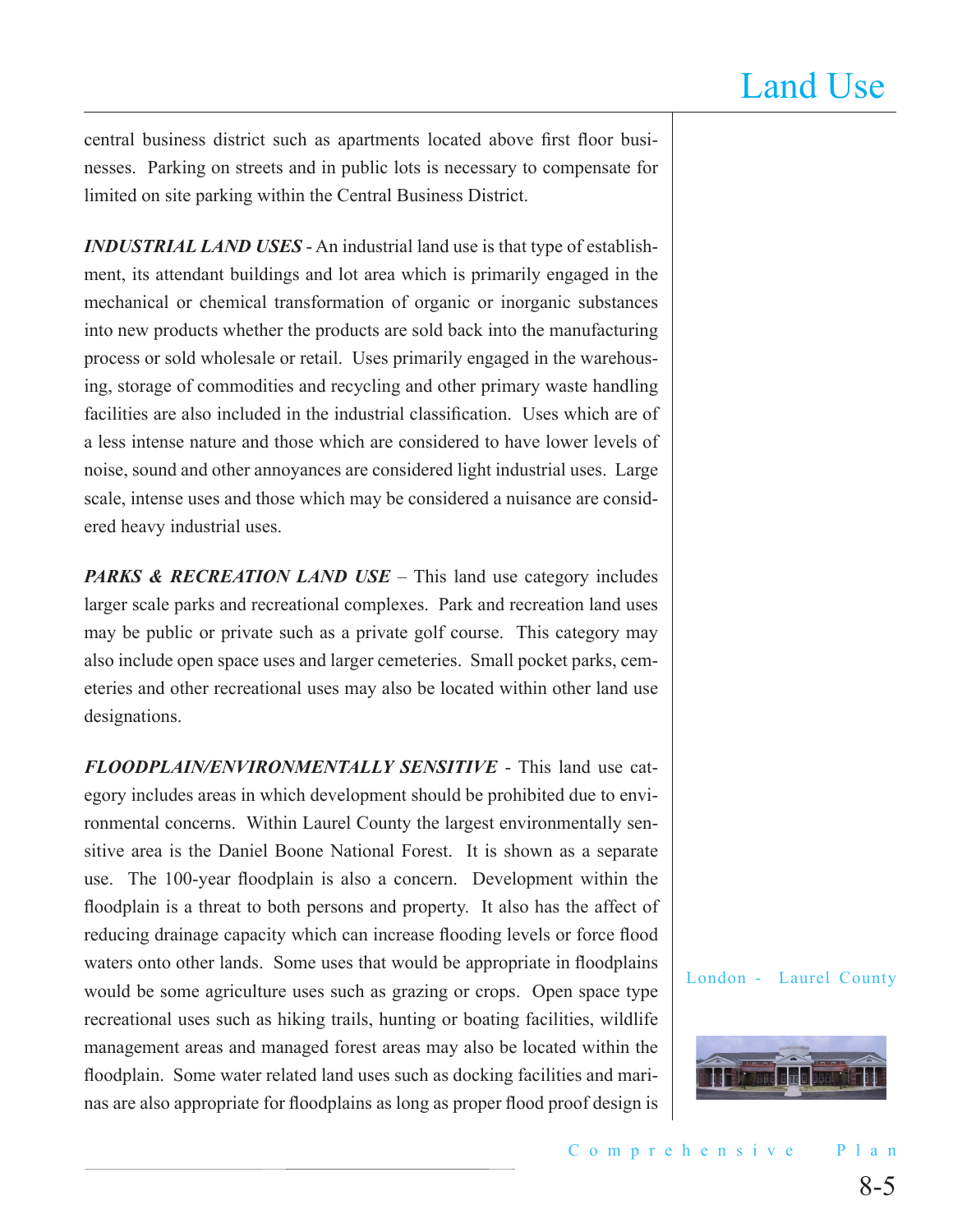central business district such as apartments located above first floor businesses. Parking on streets and in public lots is necessary to compensate for limited on site parking within the Central Business District.

***INDUSTRIAL LAND USES*** - An industrial land use is that type of establishment, its attendant buildings and lot area which is primarily engaged in the mechanical or chemical transformation of organic or inorganic substances into new products whether the products are sold back into the manufacturing process or sold wholesale or retail. Uses primarily engaged in the warehousing, storage of commodities and recycling and other primary waste handling facilities are also included in the industrial classification. Uses which are of a less intense nature and those which are considered to have lower levels of noise, sound and other annoyances are considered light industrial uses. Large scale, intense uses and those which may be considered a nuisance are considered heavy industrial uses.

***PARKS & RECREATION LAND USE*** – This land use category includes larger scale parks and recreational complexes. Park and recreation land uses may be public or private such as a private golf course. This category may also include open space uses and larger cemeteries. Small pocket parks, cemeteries and other recreational uses may also be located within other land use designations.

***FLOODPLAIN/ENVIRONMENTALLY SENSITIVE*** - This land use category includes areas in which development should be prohibited due to environmental concerns. Within Laurel County the largest environmentally sensitive area is the Daniel Boone National Forest. It is shown as a separate use. The 100-year floodplain is also a concern. Development within the floodplain is a threat to both persons and property. It also has the affect of reducing drainage capacity which can increase flooding levels or force flood waters onto other lands. Some uses that would be appropriate in floodplains would be some agriculture uses such as grazing or crops. Open space type recreational uses such as hiking trails, hunting or boating facilities, wildlife management areas and managed forest areas may also be located within the floodplain. Some water related land uses such as docking facilities and marinas are also appropriate for floodplains as long as proper flood proof design is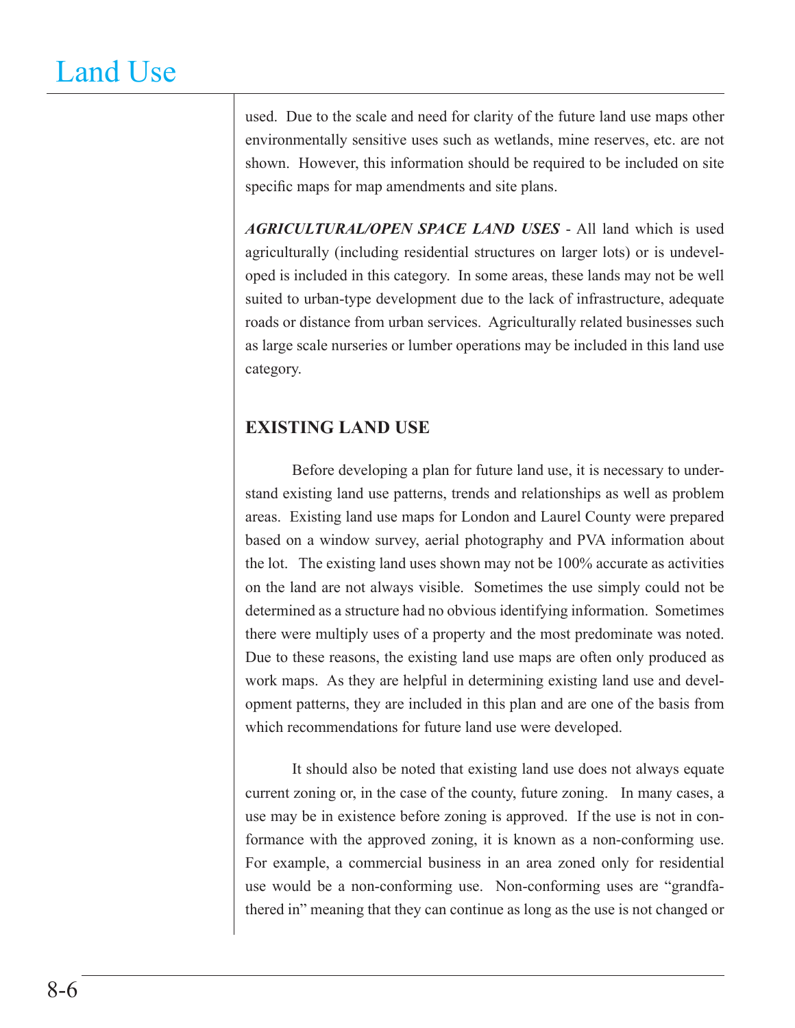used. Due to the scale and need for clarity of the future land use maps other environmentally sensitive uses such as wetlands, mine reserves, etc. are not shown. However, this information should be required to be included on site specific maps for map amendments and site plans.

***AGRICULTURAL/OPEN SPACE LAND USES*** - All land which is used agriculturally (including residential structures on larger lots) or is undeveloped is included in this category. In some areas, these lands may not be well suited to urban-type development due to the lack of infrastructure, adequate roads or distance from urban services. Agriculturally related businesses such as large scale nurseries or lumber operations may be included in this land use category.

## EXISTING LAND USE

Before developing a plan for future land use, it is necessary to understand existing land use patterns, trends and relationships as well as problem areas. Existing land use maps for London and Laurel County were prepared based on a window survey, aerial photography and PVA information about the lot. The existing land uses shown may not be 100% accurate as activities on the land are not always visible. Sometimes the use simply could not be determined as a structure had no obvious identifying information. Sometimes there were multiply uses of a property and the most predominate was noted. Due to these reasons, the existing land use maps are often only produced as work maps. As they are helpful in determining existing land use and development patterns, they are included in this plan and are one of the basis from which recommendations for future land use were developed.

It should also be noted that existing land use does not always equate current zoning or, in the case of the county, future zoning. In many cases, a use may be in existence before zoning is approved. If the use is not in conformance with the approved zoning, it is known as a non-conforming use. For example, a commercial business in an area zoned only for residential use would be a non-conforming use. Non-conforming uses are "grandfathered in" meaning that they can continue as long as the use is not changed or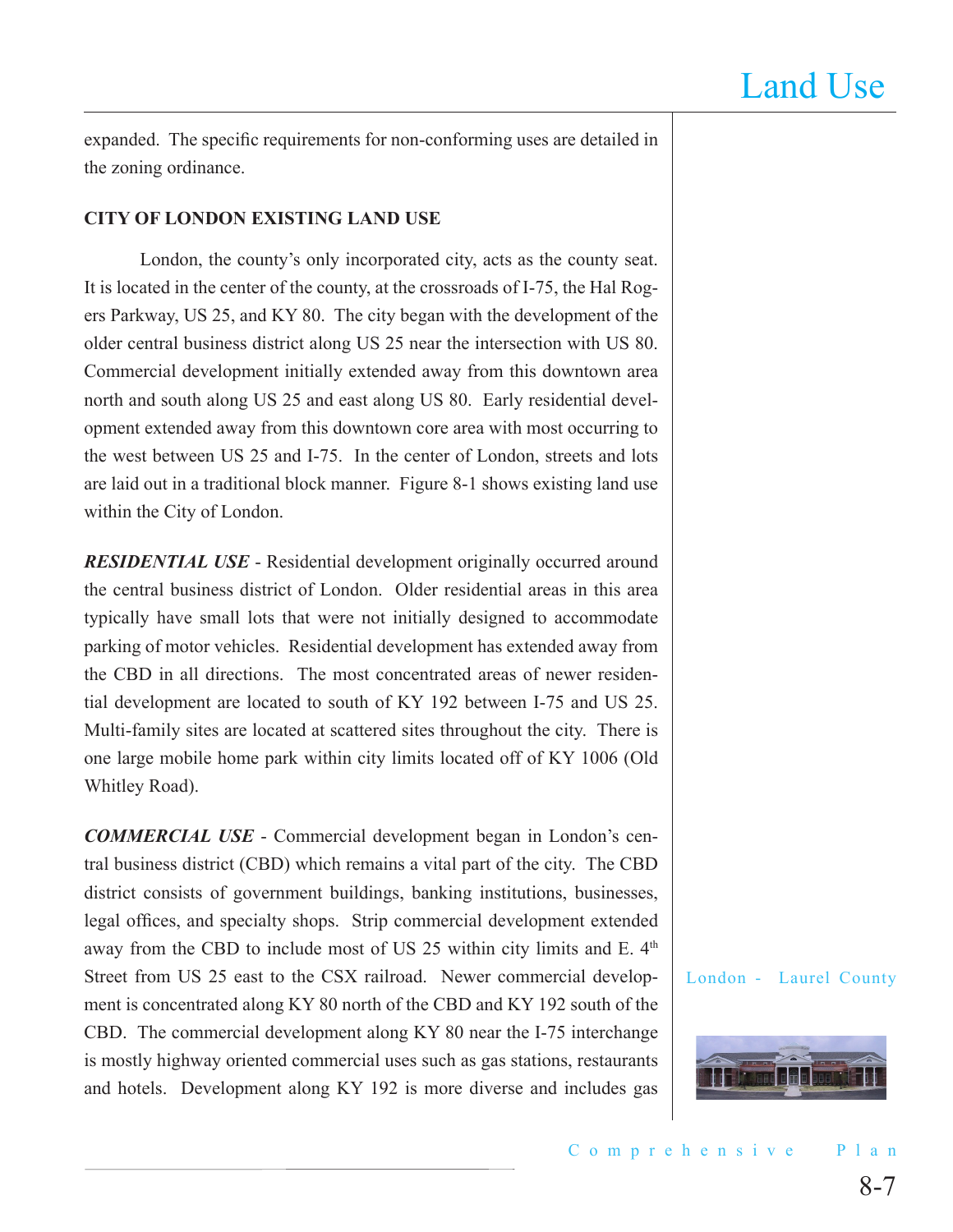expanded. The specific requirements for non-conforming uses are detailed in the zoning ordinance.

## CITY OF LONDON EXISTING LAND USE

London, the county's only incorporated city, acts as the county seat. It is located in the center of the county, at the crossroads of I-75, the Hal Rogers Parkway, US 25, and KY 80. The city began with the development of the older central business district along US 25 near the intersection with US 80. Commercial development initially extended away from this downtown area north and south along US 25 and east along US 80. Early residential development extended away from this downtown core area with most occurring to the west between US 25 and I-75. In the center of London, streets and lots are laid out in a traditional block manner. Figure 8-1 shows existing land use within the City of London.

***RESIDENTIAL USE*** - Residential development originally occurred around the central business district of London. Older residential areas in this area typically have small lots that were not initially designed to accommodate parking of motor vehicles. Residential development has extended away from the CBD in all directions. The most concentrated areas of newer residential development are located to south of KY 192 between I-75 and US 25. Multi-family sites are located at scattered sites throughout the city. There is one large mobile home park within city limits located off of KY 1006 (Old Whitley Road).

***COMMERCIAL USE*** - Commercial development began in London's central business district (CBD) which remains a vital part of the city. The CBD district consists of government buildings, banking institutions, businesses, legal offices, and specialty shops. Strip commercial development extended away from the CBD to include most of US 25 within city limits and E. 4th Street from US 25 east to the CSX railroad. Newer commercial development is concentrated along KY 80 north of the CBD and KY 192 south of the CBD. The commercial development along KY 80 near the I-75 interchange is mostly highway oriented commercial uses such as gas stations, restaurants and hotels. Development along KY 192 is more diverse and includes gas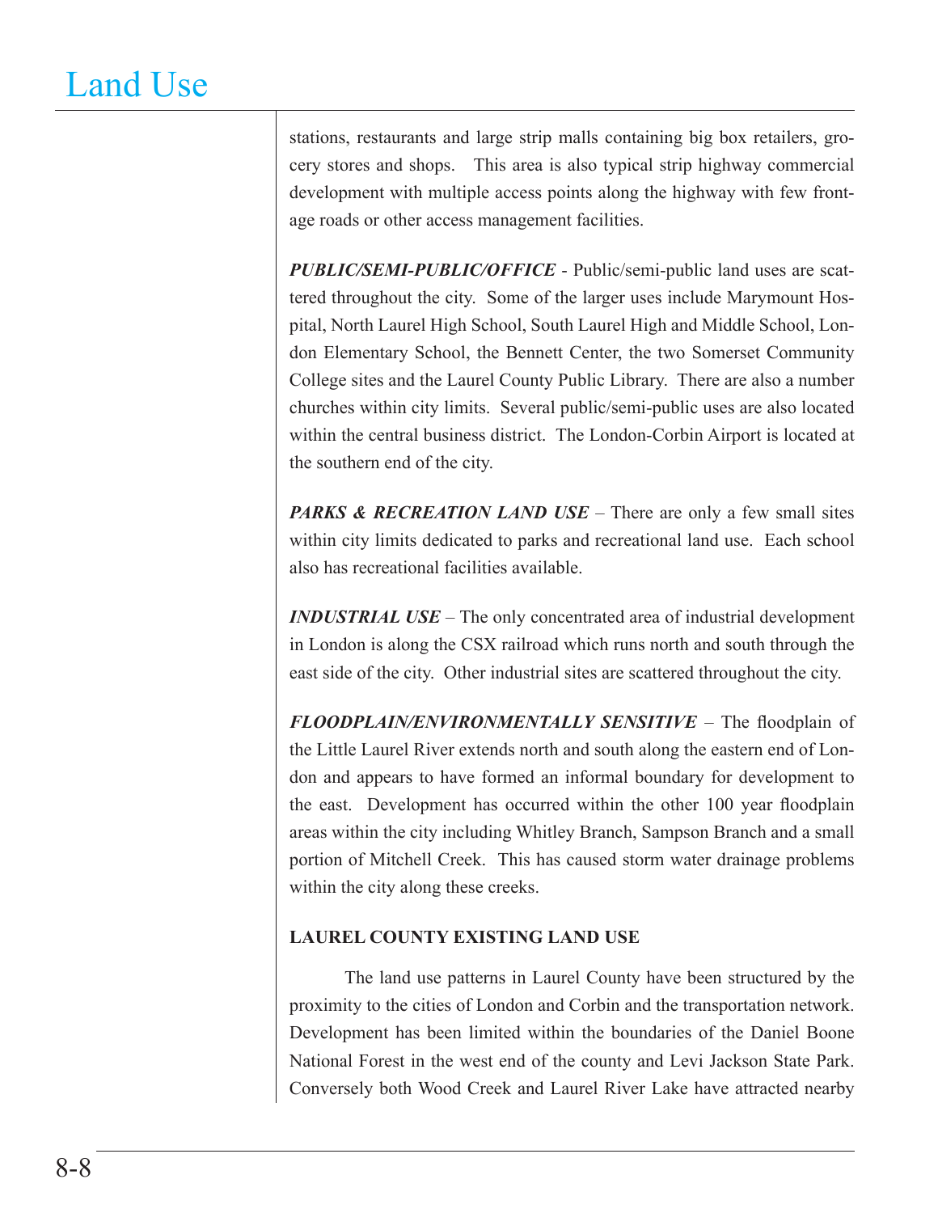stations, restaurants and large strip malls containing big box retailers, grocery stores and shops. This area is also typical strip highway commercial development with multiple access points along the highway with few frontage roads or other access management facilities.

***PUBLIC/SEMI-PUBLIC/OFFICE*** - Public/semi-public land uses are scattered throughout the city. Some of the larger uses include Marymount Hospital, North Laurel High School, South Laurel High and Middle School, London Elementary School, the Bennett Center, the two Somerset Community College sites and the Laurel County Public Library. There are also a number churches within city limits. Several public/semi-public uses are also located within the central business district. The London-Corbin Airport is located at the southern end of the city.

***PARKS & RECREATION LAND USE*** – There are only a few small sites within city limits dedicated to parks and recreational land use. Each school also has recreational facilities available.

***INDUSTRIAL USE*** – The only concentrated area of industrial development in London is along the CSX railroad which runs north and south through the east side of the city. Other industrial sites are scattered throughout the city.

***FLOODPLAIN/ENVIRONMENTALLY SENSITIVE*** – The floodplain of the Little Laurel River extends north and south along the eastern end of London and appears to have formed an informal boundary for development to the east. Development has occurred within the other 100 year floodplain areas within the city including Whitley Branch, Sampson Branch and a small portion of Mitchell Creek. This has caused storm water drainage problems within the city along these creeks.

**LAUREL COUNTY EXISTING LAND USE**

The land use patterns in Laurel County have been structured by the proximity to the cities of London and Corbin and the transportation network. Development has been limited within the boundaries of the Daniel Boone National Forest in the west end of the county and Levi Jackson State Park. Conversely both Wood Creek and Laurel River Lake have attracted nearby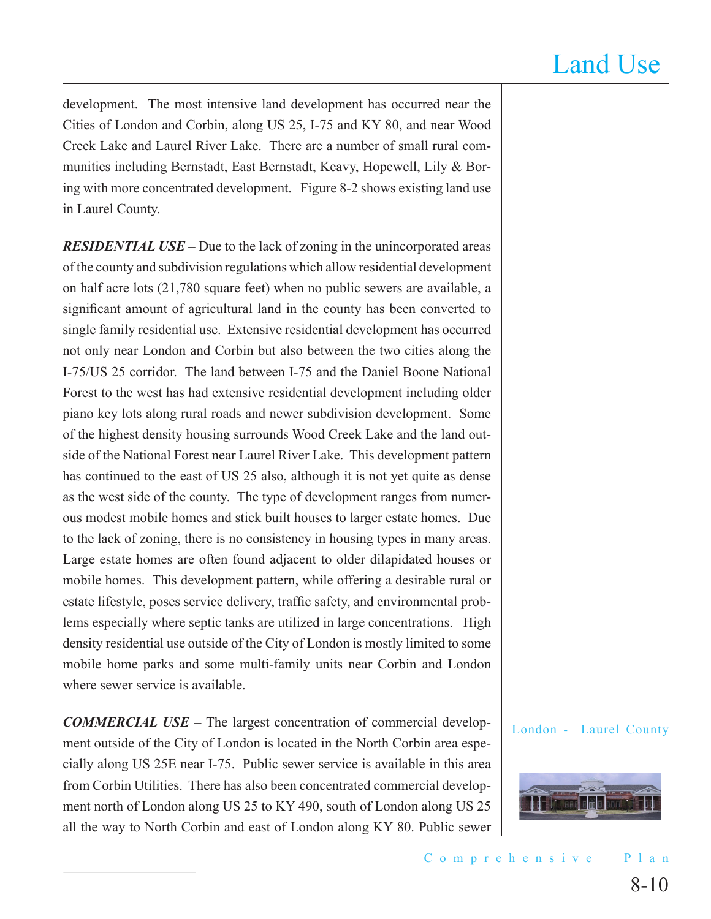development. The most intensive land development has occurred near the Cities of London and Corbin, along US 25, I-75 and KY 80, and near Wood Creek Lake and Laurel River Lake. There are a number of small rural communities including Bernstadt, East Bernstadt, Keavy, Hopewell, Lily & Boring with more concentrated development. Figure 8-2 shows existing land use in Laurel County.

***RESIDENTIAL USE*** – Due to the lack of zoning in the unincorporated areas of the county and subdivision regulations which allow residential development on half acre lots (21,780 square feet) when no public sewers are available, a significant amount of agricultural land in the county has been converted to single family residential use. Extensive residential development has occurred not only near London and Corbin but also between the two cities along the I-75/US 25 corridor. The land between I-75 and the Daniel Boone National Forest to the west has had extensive residential development including older piano key lots along rural roads and newer subdivision development. Some of the highest density housing surrounds Wood Creek Lake and the land outside of the National Forest near Laurel River Lake. This development pattern has continued to the east of US 25 also, although it is not yet quite as dense as the west side of the county. The type of development ranges from numerous modest mobile homes and stick built houses to larger estate homes. Due to the lack of zoning, there is no consistency in housing types in many areas. Large estate homes are often found adjacent to older dilapidated houses or mobile homes. This development pattern, while offering a desirable rural or estate lifestyle, poses service delivery, traffic safety, and environmental problems especially where septic tanks are utilized in large concentrations. High density residential use outside of the City of London is mostly limited to some mobile home parks and some multi-family units near Corbin and London where sewer service is available.

***COMMERCIAL USE*** – The largest concentration of commercial development outside of the City of London is located in the North Corbin area especially along US 25E near I-75. Public sewer service is available in this area from Corbin Utilities. There has also been concentrated commercial development north of London along US 25 to KY 490, south of London along US 25 all the way to North Corbin and east of London along KY 80. Public sewer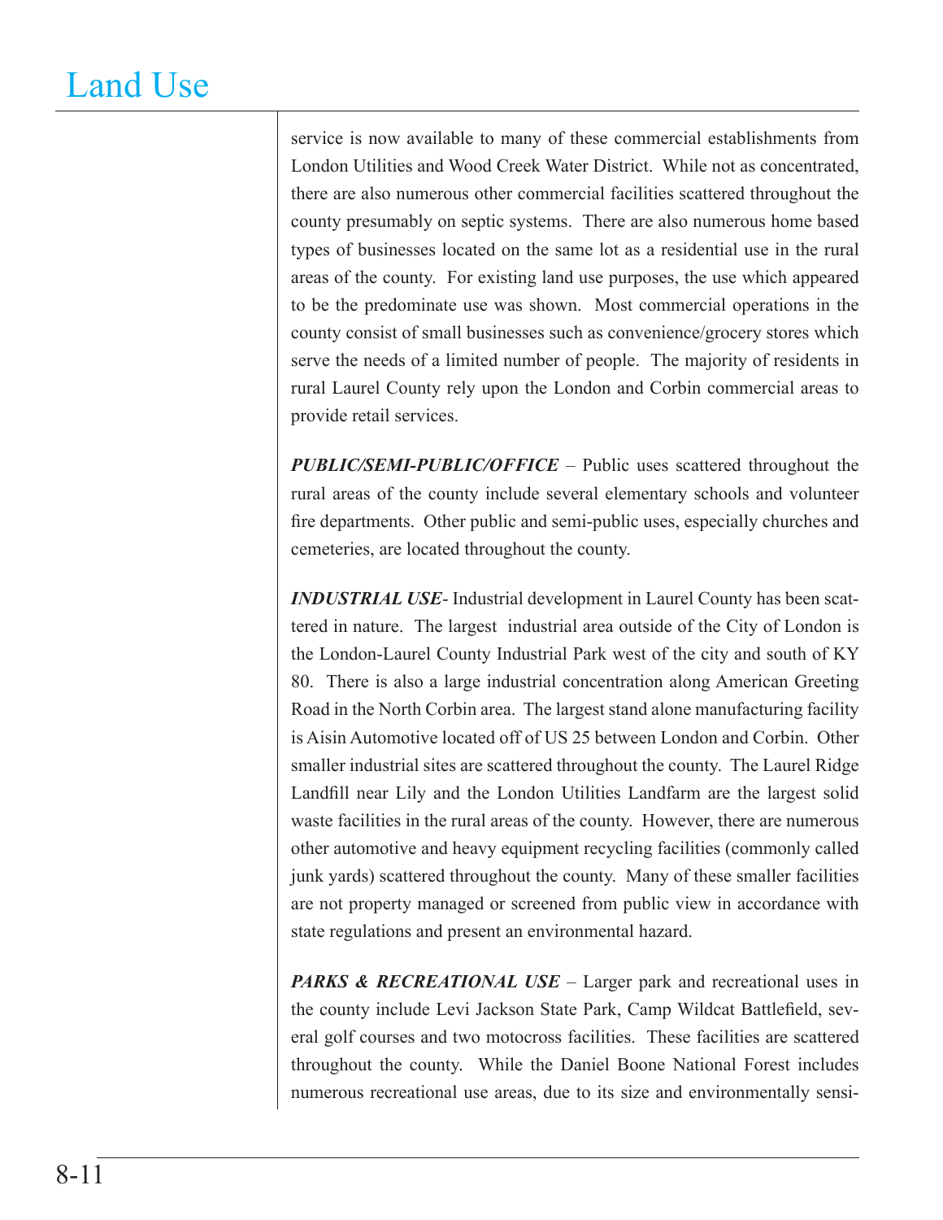service is now available to many of these commercial establishments from London Utilities and Wood Creek Water District. While not as concentrated, there are also numerous other commercial facilities scattered throughout the county presumably on septic systems. There are also numerous home based types of businesses located on the same lot as a residential use in the rural areas of the county. For existing land use purposes, the use which appeared to be the predominate use was shown. Most commercial operations in the county consist of small businesses such as convenience/grocery stores which serve the needs of a limited number of people. The majority of residents in rural Laurel County rely upon the London and Corbin commercial areas to provide retail services.

***PUBLIC/SEMI-PUBLIC/OFFICE*** – Public uses scattered throughout the rural areas of the county include several elementary schools and volunteer fire departments. Other public and semi-public uses, especially churches and cemeteries, are located throughout the county.

***INDUSTRIAL USE***- Industrial development in Laurel County has been scattered in nature. The largest industrial area outside of the City of London is the London-Laurel County Industrial Park west of the city and south of KY 80. There is also a large industrial concentration along American Greeting Road in the North Corbin area. The largest stand alone manufacturing facility is Aisin Automotive located off of US 25 between London and Corbin. Other smaller industrial sites are scattered throughout the county. The Laurel Ridge Landfill near Lily and the London Utilities Landfarm are the largest solid waste facilities in the rural areas of the county. However, there are numerous other automotive and heavy equipment recycling facilities (commonly called junk yards) scattered throughout the county. Many of these smaller facilities are not property managed or screened from public view in accordance with state regulations and present an environmental hazard.

***PARKS & RECREATIONAL USE*** – Larger park and recreational uses in the county include Levi Jackson State Park, Camp Wildcat Battlefield, several golf courses and two motocross facilities. These facilities are scattered throughout the county. While the Daniel Boone National Forest includes numerous recreational use areas, due to its size and environmentally sensi-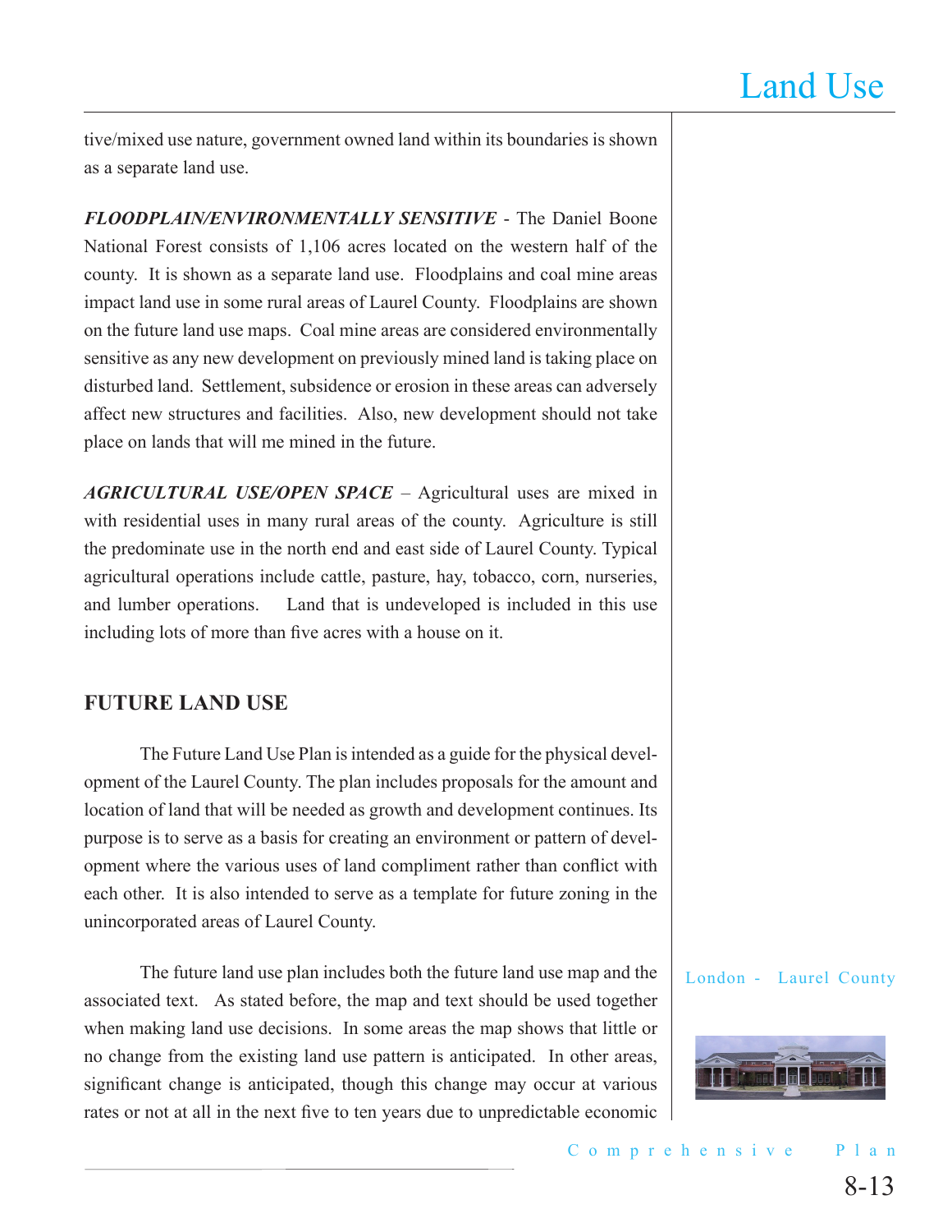tive/mixed use nature, government owned land within its boundaries is shown as a separate land use.

***FLOODPLAIN/ENVIRONMENTALLY SENSITIVE*** - The Daniel Boone National Forest consists of 1,106 acres located on the western half of the county. It is shown as a separate land use. Floodplains and coal mine areas impact land use in some rural areas of Laurel County. Floodplains are shown on the future land use maps. Coal mine areas are considered environmentally sensitive as any new development on previously mined land is taking place on disturbed land. Settlement, subsidence or erosion in these areas can adversely affect new structures and facilities. Also, new development should not take place on lands that will me mined in the future.

***AGRICULTURAL USE/OPEN SPACE*** – Agricultural uses are mixed in with residential uses in many rural areas of the county. Agriculture is still the predominate use in the north end and east side of Laurel County. Typical agricultural operations include cattle, pasture, hay, tobacco, corn, nurseries, and lumber operations. Land that is undeveloped is included in this use including lots of more than five acres with a house on it.

## FUTURE LAND USE

The Future Land Use Plan is intended as a guide for the physical development of the Laurel County. The plan includes proposals for the amount and location of land that will be needed as growth and development continues. Its purpose is to serve as a basis for creating an environment or pattern of development where the various uses of land compliment rather than conflict with each other. It is also intended to serve as a template for future zoning in the unincorporated areas of Laurel County.

The future land use plan includes both the future land use map and the associated text. As stated before, the map and text should be used together when making land use decisions. In some areas the map shows that little or no change from the existing land use pattern is anticipated. In other areas, significant change is anticipated, though this change may occur at various rates or not at all in the next five to ten years due to unpredictable economic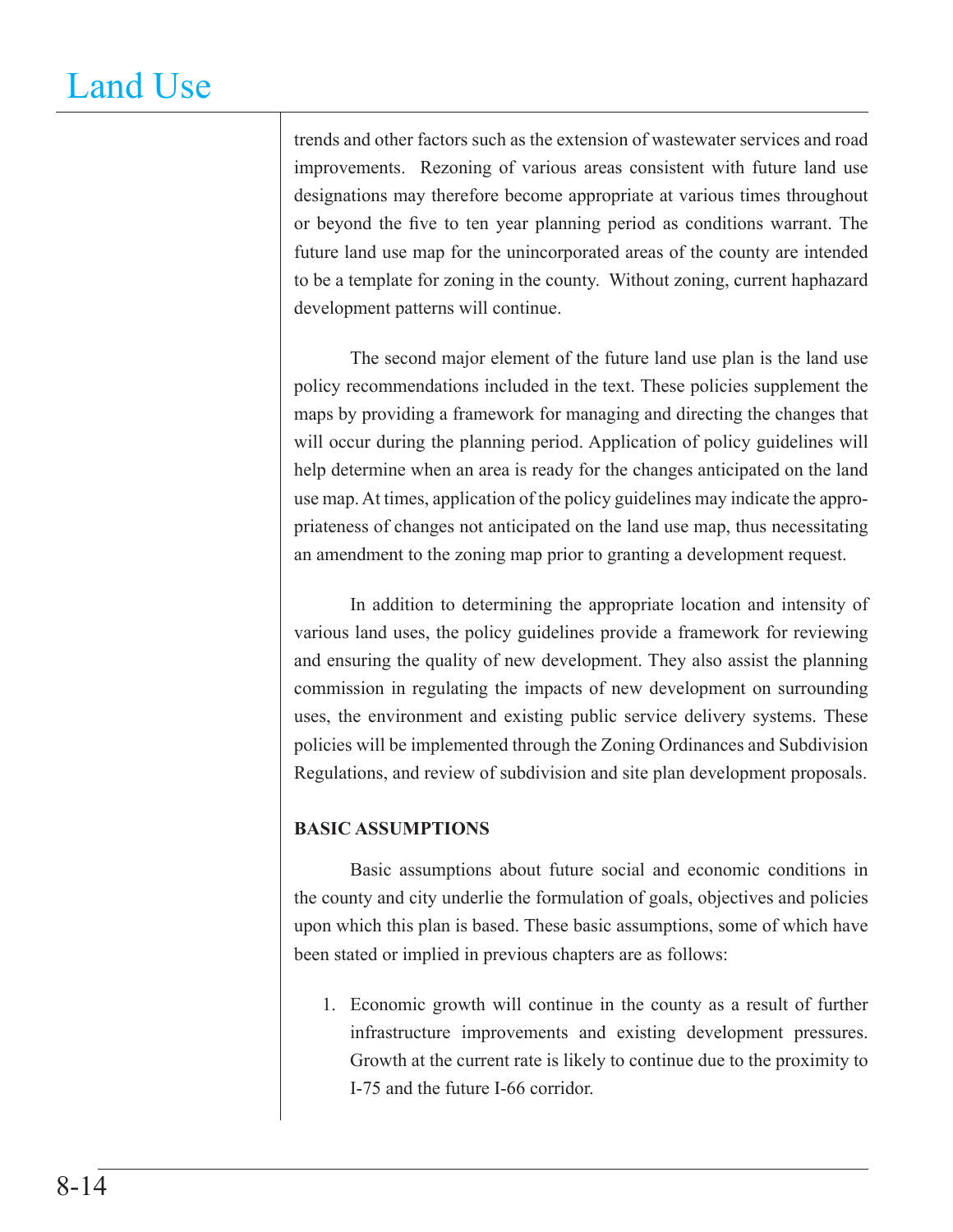trends and other factors such as the extension of wastewater services and road improvements. Rezoning of various areas consistent with future land use designations may therefore become appropriate at various times throughout or beyond the five to ten year planning period as conditions warrant. The future land use map for the unincorporated areas of the county are intended to be a template for zoning in the county. Without zoning, current haphazard development patterns will continue.

The second major element of the future land use plan is the land use policy recommendations included in the text. These policies supplement the maps by providing a framework for managing and directing the changes that will occur during the planning period. Application of policy guidelines will help determine when an area is ready for the changes anticipated on the land use map. At times, application of the policy guidelines may indicate the appropriateness of changes not anticipated on the land use map, thus necessitating an amendment to the zoning map prior to granting a development request.

In addition to determining the appropriate location and intensity of various land uses, the policy guidelines provide a framework for reviewing and ensuring the quality of new development. They also assist the planning commission in regulating the impacts of new development on surrounding uses, the environment and existing public service delivery systems. These policies will be implemented through the Zoning Ordinances and Subdivision Regulations, and review of subdivision and site plan development proposals.

**BASIC ASSUMPTIONS**

Basic assumptions about future social and economic conditions in the county and city underlie the formulation of goals, objectives and policies upon which this plan is based. These basic assumptions, some of which have been stated or implied in previous chapters are as follows:

1. Economic growth will continue in the county as a result of further infrastructure improvements and existing development pressures. Growth at the current rate is likely to continue due to the proximity to I-75 and the future I-66 corridor.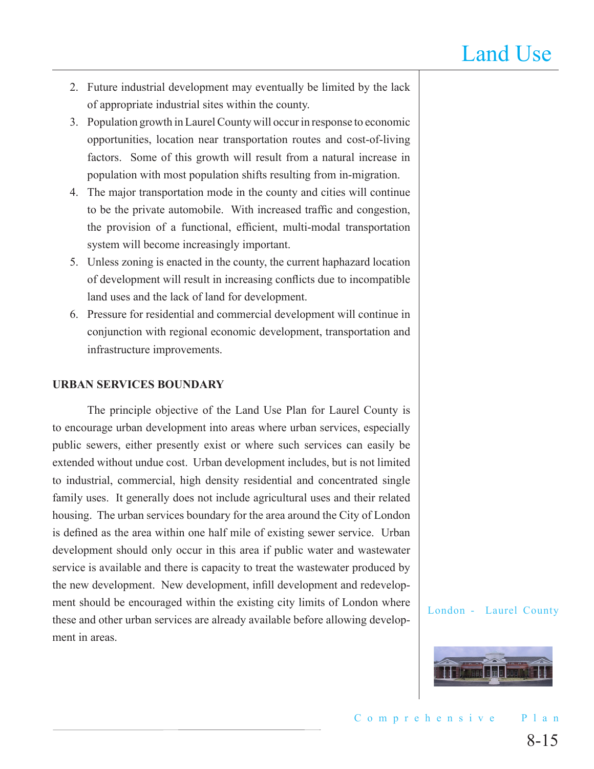2. Future industrial development may eventually be limited by the lack of appropriate industrial sites within the county.
3. Population growth in Laurel County will occur in response to economic opportunities, location near transportation routes and cost-of-living factors. Some of this growth will result from a natural increase in population with most population shifts resulting from in-migration.
4. The major transportation mode in the county and cities will continue to be the private automobile. With increased traffic and congestion, the provision of a functional, efficient, multi-modal transportation system will become increasingly important.
5. Unless zoning is enacted in the county, the current haphazard location of development will result in increasing conflicts due to incompatible land uses and the lack of land for development.
6. Pressure for residential and commercial development will continue in conjunction with regional economic development, transportation and infrastructure improvements.

**URBAN SERVICES BOUNDARY**

The principle objective of the Land Use Plan for Laurel County is to encourage urban development into areas where urban services, especially public sewers, either presently exist or where such services can easily be extended without undue cost. Urban development includes, but is not limited to industrial, commercial, high density residential and concentrated single family uses. It generally does not include agricultural uses and their related housing. The urban services boundary for the area around the City of London is defined as the area within one half mile of existing sewer service. Urban development should only occur in this area if public water and wastewater service is available and there is capacity to treat the wastewater produced by the new development. New development, infill development and redevelopment should be encouraged within the existing city limits of London where these and other urban services are already available before allowing development in areas.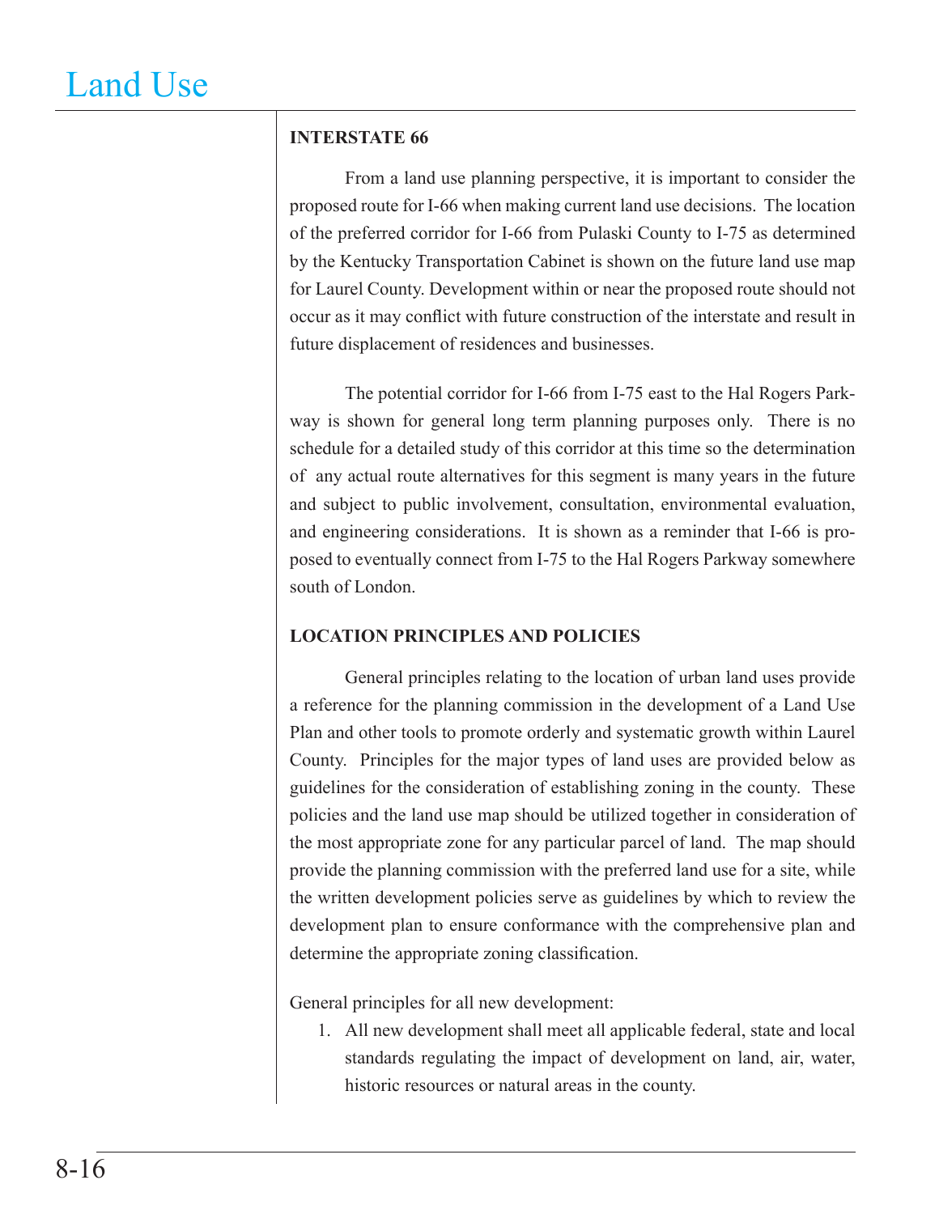## INTERSTATE 66

From a land use planning perspective, it is important to consider the proposed route for I-66 when making current land use decisions. The location of the preferred corridor for I-66 from Pulaski County to I-75 as determined by the Kentucky Transportation Cabinet is shown on the future land use map for Laurel County. Development within or near the proposed route should not occur as it may conflict with future construction of the interstate and result in future displacement of residences and businesses.

The potential corridor for I-66 from I-75 east to the Hal Rogers Parkway is shown for general long term planning purposes only. There is no schedule for a detailed study of this corridor at this time so the determination of any actual route alternatives for this segment is many years in the future and subject to public involvement, consultation, environmental evaluation, and engineering considerations. It is shown as a reminder that I-66 is proposed to eventually connect from I-75 to the Hal Rogers Parkway somewhere south of London.

## LOCATION PRINCIPLES AND POLICIES

General principles relating to the location of urban land uses provide a reference for the planning commission in the development of a Land Use Plan and other tools to promote orderly and systematic growth within Laurel County. Principles for the major types of land uses are provided below as guidelines for the consideration of establishing zoning in the county. These policies and the land use map should be utilized together in consideration of the most appropriate zone for any particular parcel of land. The map should provide the planning commission with the preferred land use for a site, while the written development policies serve as guidelines by which to review the development plan to ensure conformance with the comprehensive plan and determine the appropriate zoning classification.

General principles for all new development:

1. All new development shall meet all applicable federal, state and local standards regulating the impact of development on land, air, water, historic resources or natural areas in the county.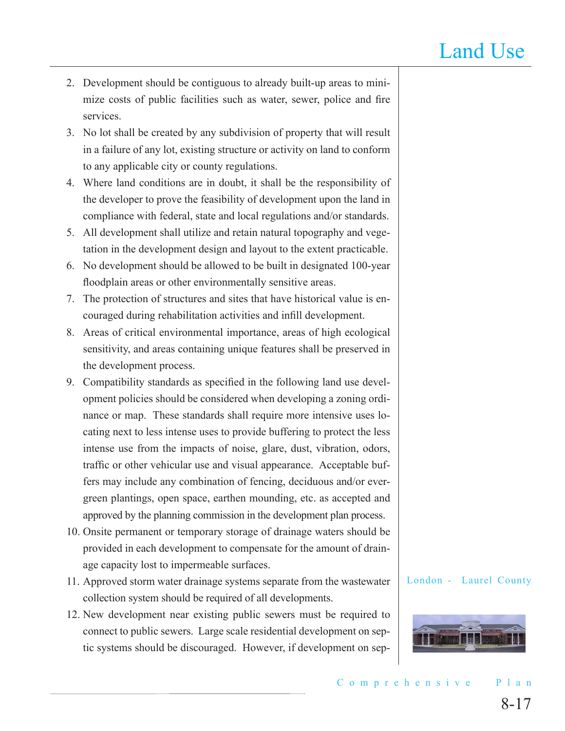2. Development should be contiguous to already built-up areas to minimize costs of public facilities such as water, sewer, police and fire services.
3. No lot shall be created by any subdivision of property that will result in a failure of any lot, existing structure or activity on land to conform to any applicable city or county regulations.
4. Where land conditions are in doubt, it shall be the responsibility of the developer to prove the feasibility of development upon the land in compliance with federal, state and local regulations and/or standards.
5. All development shall utilize and retain natural topography and vegetation in the development design and layout to the extent practicable.
6. No development should be allowed to be built in designated 100-year floodplain areas or other environmentally sensitive areas.
7. The protection of structures and sites that have historical value is encouraged during rehabilitation activities and infill development.
8. Areas of critical environmental importance, areas of high ecological sensitivity, and areas containing unique features shall be preserved in the development process.
9. Compatibility standards as specified in the following land use development policies should be considered when developing a zoning ordinance or map. These standards shall require more intensive uses locating next to less intense uses to provide buffering to protect the less intense use from the impacts of noise, glare, dust, vibration, odors, traffic or other vehicular use and visual appearance. Acceptable buffers may include any combination of fencing, deciduous and/or evergreen plantings, open space, earthen mounding, etc. as accepted and approved by the planning commission in the development plan process.
10. Onsite permanent or temporary storage of drainage waters should be provided in each development to compensate for the amount of drainage capacity lost to impermeable surfaces.
11. Approved storm water drainage systems separate from the wastewater collection system should be required of all developments.
12. New development near existing public sewers must be required to connect to public sewers. Large scale residential development on septic systems should be discouraged. However, if development on sep-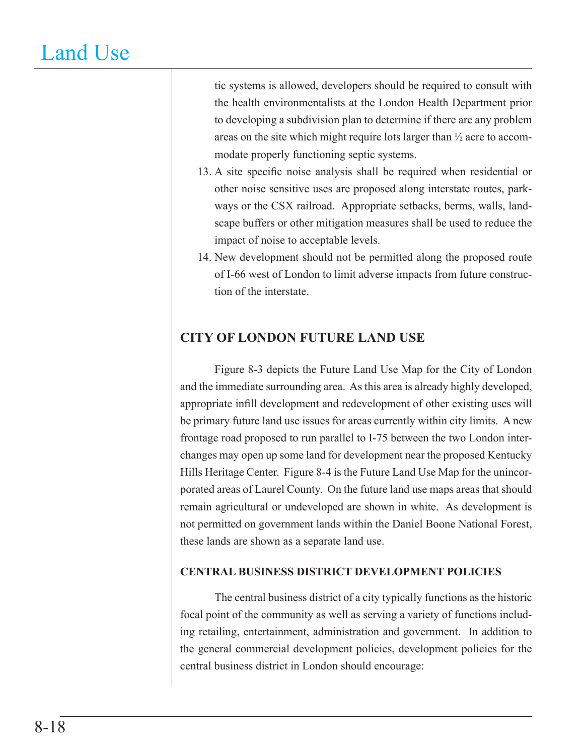tic systems is allowed, developers should be required to consult with the health environmentalists at the London Health Department prior to developing a subdivision plan to determine if there are any problem areas on the site which might require lots larger than ½ acre to accommodate properly functioning septic systems.

13. A site specific noise analysis shall be required when residential or other noise sensitive uses are proposed along interstate routes, parkways or the CSX railroad. Appropriate setbacks, berms, walls, landscape buffers or other mitigation measures shall be used to reduce the impact of noise to acceptable levels.
14. New development should not be permitted along the proposed route of I-66 west of London to limit adverse impacts from future construction of the interstate.

## CITY OF LONDON FUTURE LAND USE

Figure 8-3 depicts the Future Land Use Map for the City of London and the immediate surrounding area. As this area is already highly developed, appropriate infill development and redevelopment of other existing uses will be primary future land use issues for areas currently within city limits. A new frontage road proposed to run parallel to I-75 between the two London interchanges may open up some land for development near the proposed Kentucky Hills Heritage Center. Figure 8-4 is the Future Land Use Map for the unincorporated areas of Laurel County. On the future land use maps areas that should remain agricultural or undeveloped are shown in white. As development is not permitted on government lands within the Daniel Boone National Forest, these lands are shown as a separate land use.

### CENTRAL BUSINESS DISTRICT DEVELOPMENT POLICIES

The central business district of a city typically functions as the historic focal point of the community as well as serving a variety of functions including retailing, entertainment, administration and government. In addition to the general commercial development policies, development policies for the central business district in London should encourage: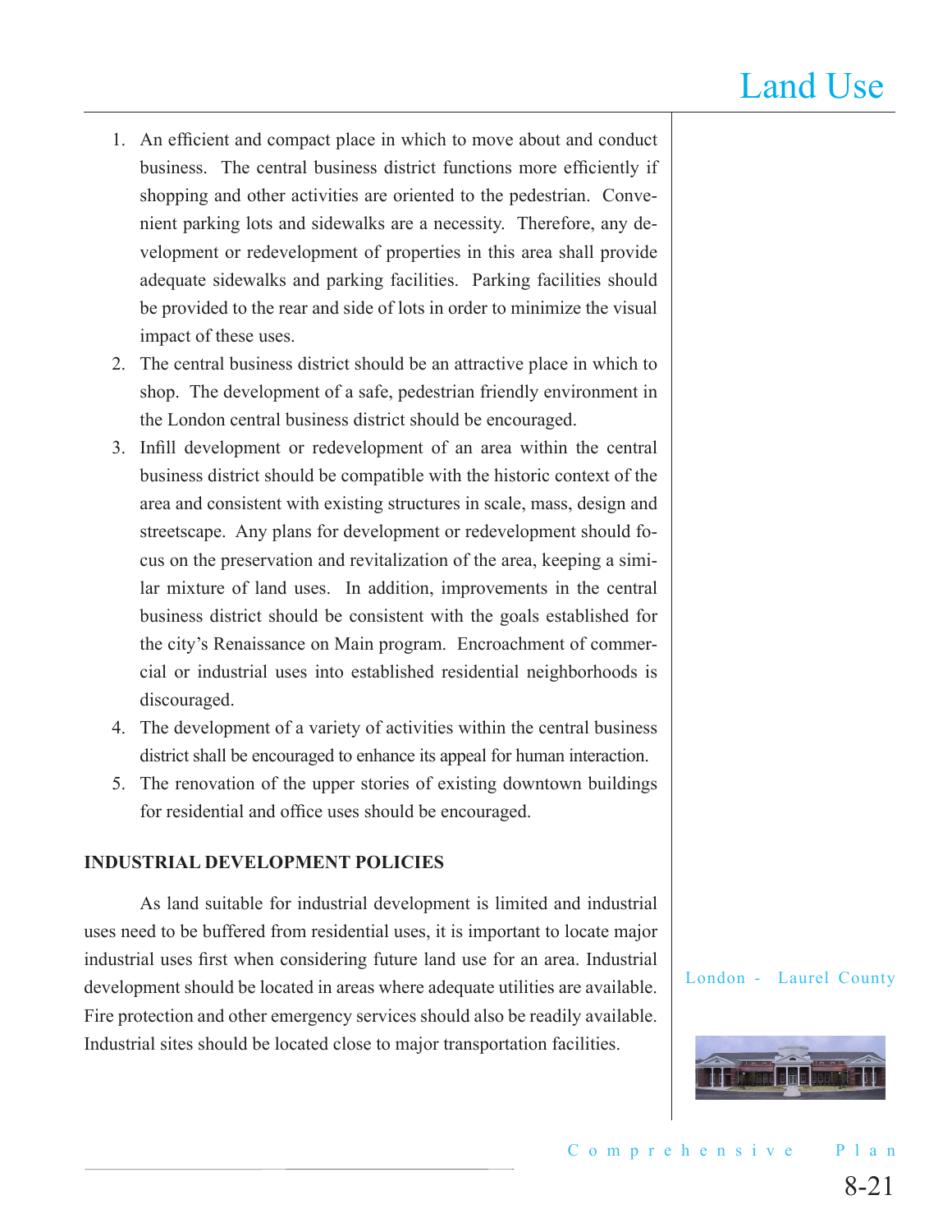1. An efficient and compact place in which to move about and conduct business. The central business district functions more efficiently if shopping and other activities are oriented to the pedestrian. Convenient parking lots and sidewalks are a necessity. Therefore, any development or redevelopment of properties in this area shall provide adequate sidewalks and parking facilities. Parking facilities should be provided to the rear and side of lots in order to minimize the visual impact of these uses.
2. The central business district should be an attractive place in which to shop. The development of a safe, pedestrian friendly environment in the London central business district should be encouraged.
3. Infill development or redevelopment of an area within the central business district should be compatible with the historic context of the area and consistent with existing structures in scale, mass, design and streetscape. Any plans for development or redevelopment should focus on the preservation and revitalization of the area, keeping a similar mixture of land uses. In addition, improvements in the central business district should be consistent with the goals established for the city's Renaissance on Main program. Encroachment of commercial or industrial uses into established residential neighborhoods is discouraged.
4. The development of a variety of activities within the central business district shall be encouraged to enhance its appeal for human interaction.
5. The renovation of the upper stories of existing downtown buildings for residential and office uses should be encouraged.

**INDUSTRIAL DEVELOPMENT POLICIES**

As land suitable for industrial development is limited and industrial uses need to be buffered from residential uses, it is important to locate major industrial uses first when considering future land use for an area. Industrial development should be located in areas where adequate utilities are available. Fire protection and other emergency services should also be readily available. Industrial sites should be located close to major transportation facilities.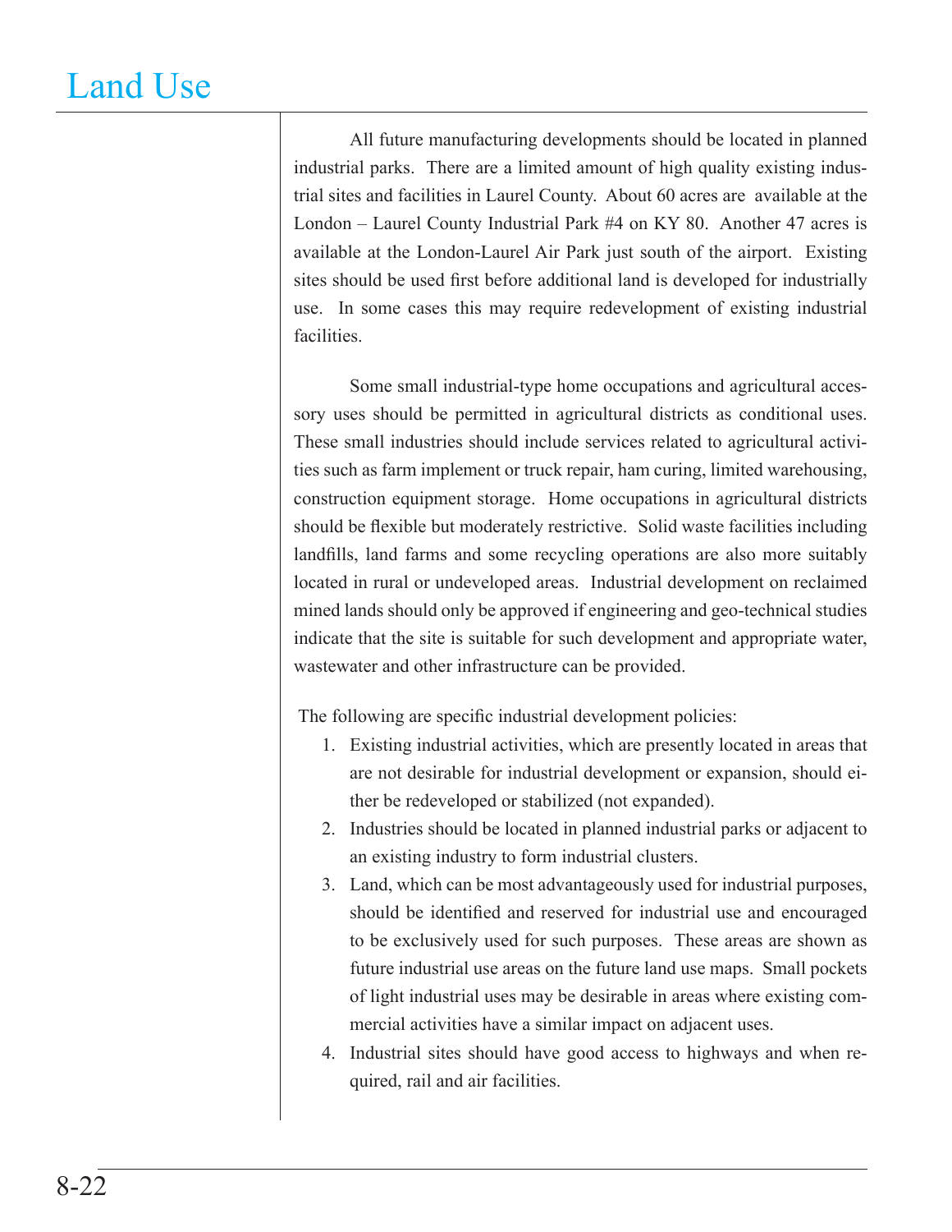All future manufacturing developments should be located in planned industrial parks. There are a limited amount of high quality existing industrial sites and facilities in Laurel County. About 60 acres are available at the London – Laurel County Industrial Park #4 on KY 80. Another 47 acres is available at the London-Laurel Air Park just south of the airport. Existing sites should be used first before additional land is developed for industrially use. In some cases this may require redevelopment of existing industrial facilities.

Some small industrial-type home occupations and agricultural accessory uses should be permitted in agricultural districts as conditional uses. These small industries should include services related to agricultural activities such as farm implement or truck repair, ham curing, limited warehousing, construction equipment storage. Home occupations in agricultural districts should be flexible but moderately restrictive. Solid waste facilities including landfills, land farms and some recycling operations are also more suitably located in rural or undeveloped areas. Industrial development on reclaimed mined lands should only be approved if engineering and geo-technical studies indicate that the site is suitable for such development and appropriate water, wastewater and other infrastructure can be provided.

The following are specific industrial development policies:

1. Existing industrial activities, which are presently located in areas that are not desirable for industrial development or expansion, should either be redeveloped or stabilized (not expanded).
2. Industries should be located in planned industrial parks or adjacent to an existing industry to form industrial clusters.
3. Land, which can be most advantageously used for industrial purposes, should be identified and reserved for industrial use and encouraged to be exclusively used for such purposes. These areas are shown as future industrial use areas on the future land use maps. Small pockets of light industrial uses may be desirable in areas where existing commercial activities have a similar impact on adjacent uses.
4. Industrial sites should have good access to highways and when required, rail and air facilities.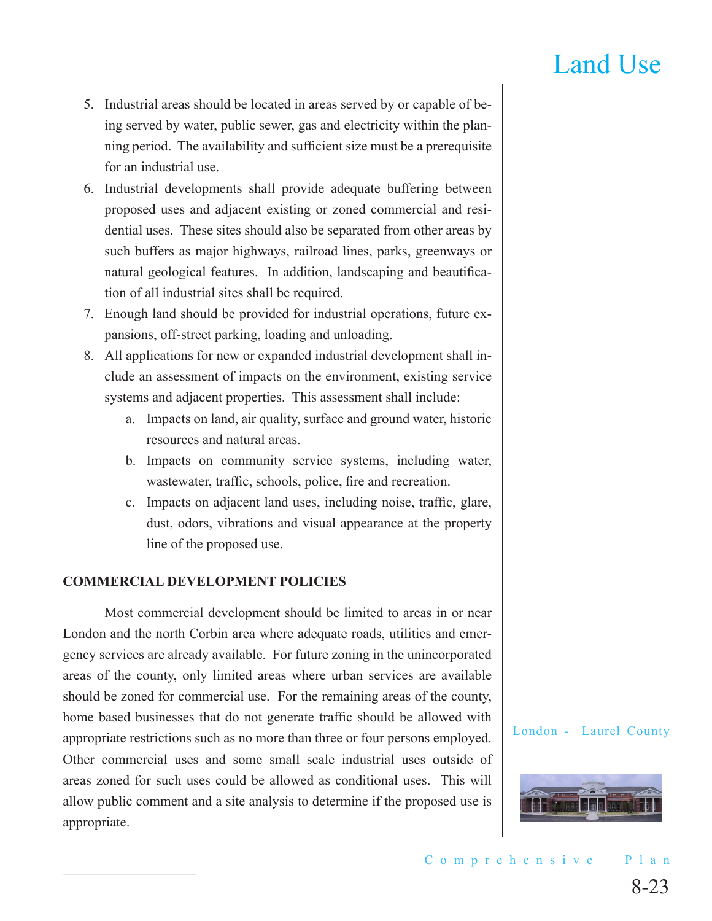5. Industrial areas should be located in areas served by or capable of being served by water, public sewer, gas and electricity within the planning period. The availability and sufficient size must be a prerequisite for an industrial use.
6. Industrial developments shall provide adequate buffering between proposed uses and adjacent existing or zoned commercial and residential uses. These sites should also be separated from other areas by such buffers as major highways, railroad lines, parks, greenways or natural geological features. In addition, landscaping and beautification of all industrial sites shall be required.
7. Enough land should be provided for industrial operations, future expansions, off-street parking, loading and unloading.
8. All applications for new or expanded industrial development shall include an assessment of impacts on the environment, existing service systems and adjacent properties. This assessment shall include:
    a. Impacts on land, air quality, surface and ground water, historic resources and natural areas.
    b. Impacts on community service systems, including water, wastewater, traffic, schools, police, fire and recreation.
    c. Impacts on adjacent land uses, including noise, traffic, glare, dust, odors, vibrations and visual appearance at the property line of the proposed use.

**COMMERCIAL DEVELOPMENT POLICIES**

Most commercial development should be limited to areas in or near London and the north Corbin area where adequate roads, utilities and emergency services are already available. For future zoning in the unincorporated areas of the county, only limited areas where urban services are available should be zoned for commercial use. For the remaining areas of the county, home based businesses that do not generate traffic should be allowed with appropriate restrictions such as no more than three or four persons employed. Other commercial uses and some small scale industrial uses outside of areas zoned for such uses could be allowed as conditional uses. This will allow public comment and a site analysis to determine if the proposed use is appropriate.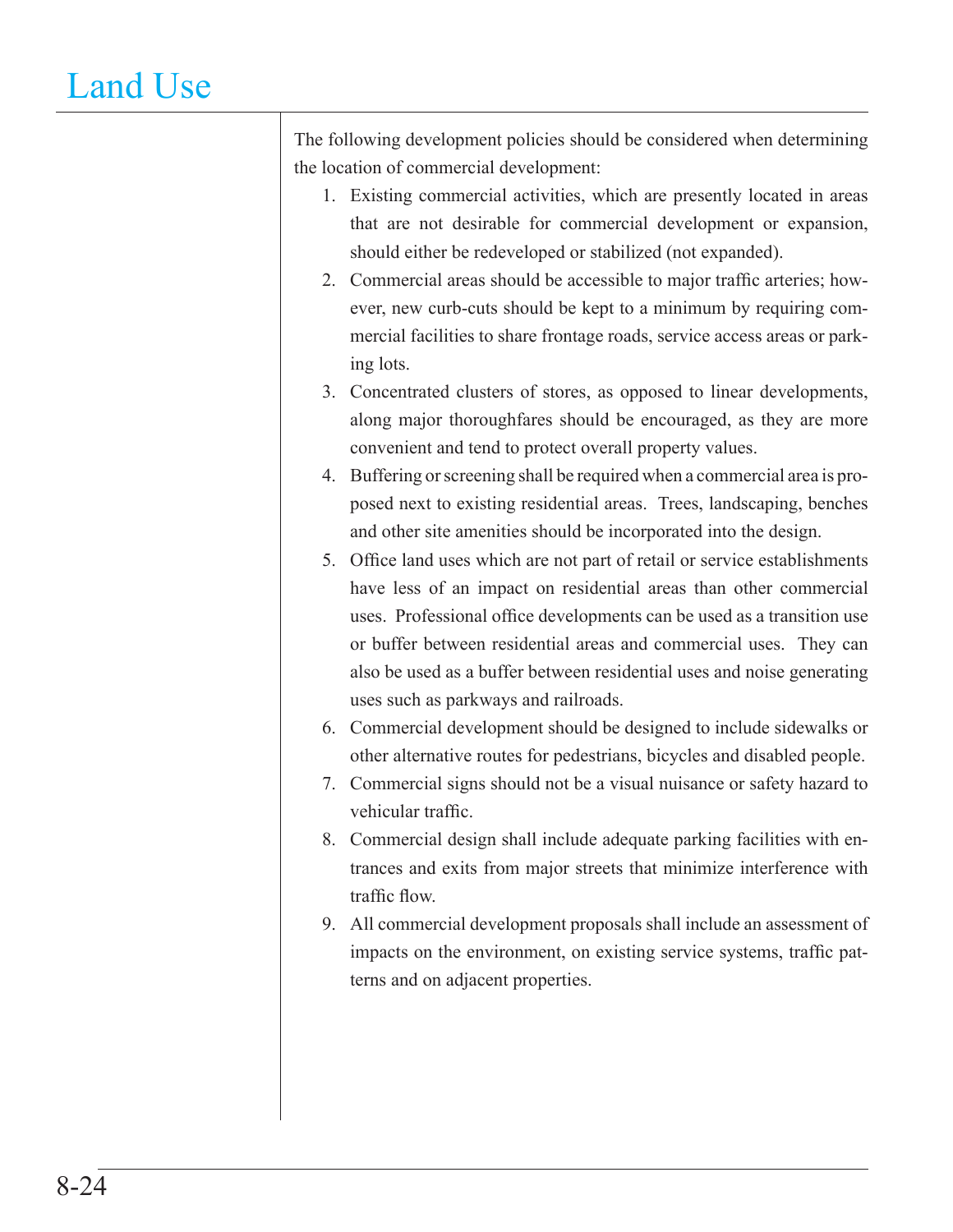The following development policies should be considered when determining the location of commercial development:

1. Existing commercial activities, which are presently located in areas that are not desirable for commercial development or expansion, should either be redeveloped or stabilized (not expanded).
2. Commercial areas should be accessible to major traffic arteries; however, new curb-cuts should be kept to a minimum by requiring commercial facilities to share frontage roads, service access areas or parking lots.
3. Concentrated clusters of stores, as opposed to linear developments, along major thoroughfares should be encouraged, as they are more convenient and tend to protect overall property values.
4. Buffering or screening shall be required when a commercial area is proposed next to existing residential areas. Trees, landscaping, benches and other site amenities should be incorporated into the design.
5. Office land uses which are not part of retail or service establishments have less of an impact on residential areas than other commercial uses. Professional office developments can be used as a transition use or buffer between residential areas and commercial uses. They can also be used as a buffer between residential uses and noise generating uses such as parkways and railroads.
6. Commercial development should be designed to include sidewalks or other alternative routes for pedestrians, bicycles and disabled people.
7. Commercial signs should not be a visual nuisance or safety hazard to vehicular traffic.
8. Commercial design shall include adequate parking facilities with entrances and exits from major streets that minimize interference with traffic flow.
9. All commercial development proposals shall include an assessment of impacts on the environment, on existing service systems, traffic patterns and on adjacent properties.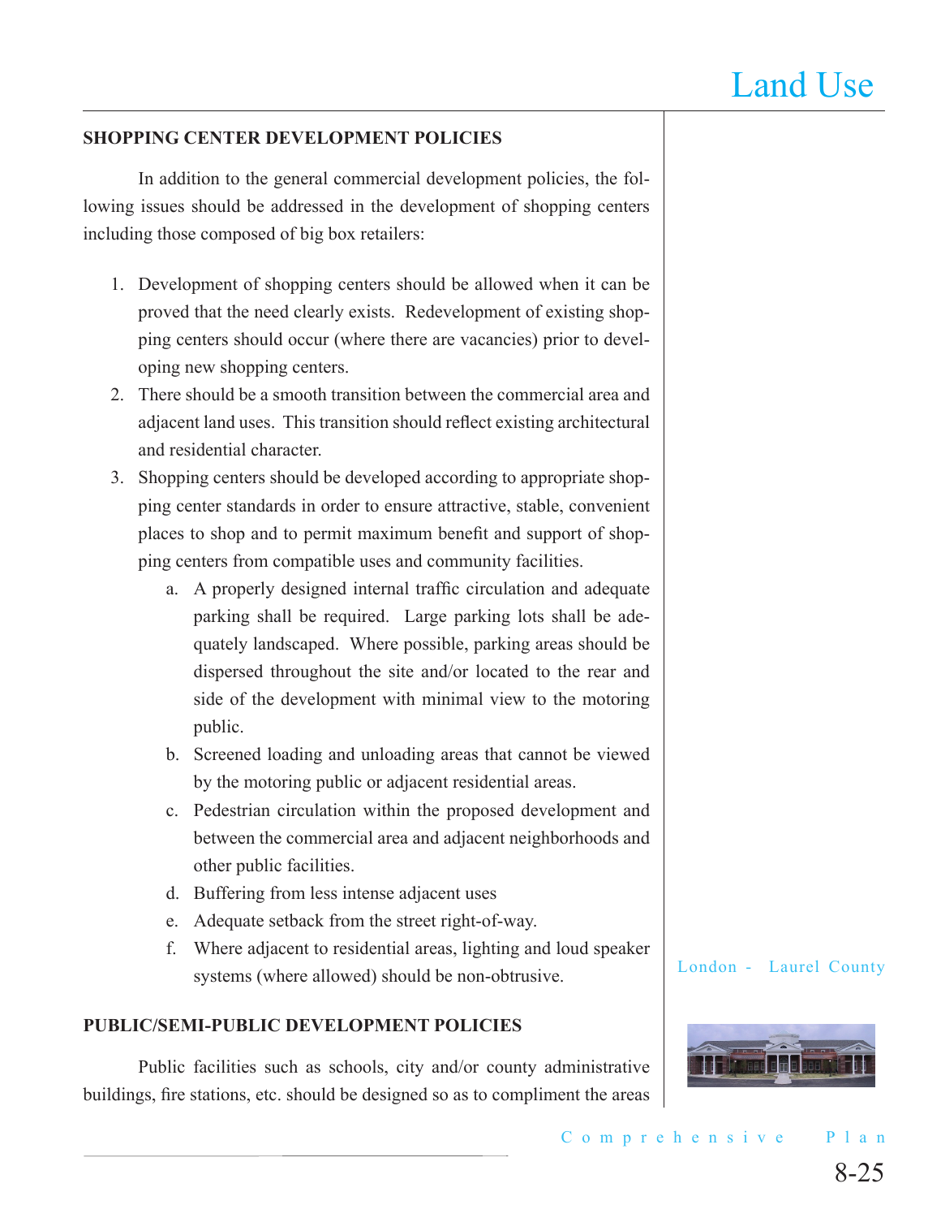## SHOPPING CENTER DEVELOPMENT POLICIES

In addition to the general commercial development policies, the following issues should be addressed in the development of shopping centers including those composed of big box retailers:

1. Development of shopping centers should be allowed when it can be proved that the need clearly exists. Redevelopment of existing shopping centers should occur (where there are vacancies) prior to developing new shopping centers.
2. There should be a smooth transition between the commercial area and adjacent land uses. This transition should reflect existing architectural and residential character.
3. Shopping centers should be developed according to appropriate shopping center standards in order to ensure attractive, stable, convenient places to shop and to permit maximum benefit and support of shopping centers from compatible uses and community facilities.
    a. A properly designed internal traffic circulation and adequate parking shall be required. Large parking lots shall be adequately landscaped. Where possible, parking areas should be dispersed throughout the site and/or located to the rear and side of the development with minimal view to the motoring public.
    b. Screened loading and unloading areas that cannot be viewed by the motoring public or adjacent residential areas.
    c. Pedestrian circulation within the proposed development and between the commercial area and adjacent neighborhoods and other public facilities.
    d. Buffering from less intense adjacent uses
    e. Adequate setback from the street right-of-way.
    f. Where adjacent to residential areas, lighting and loud speaker systems (where allowed) should be non-obtrusive.

## PUBLIC/SEMI-PUBLIC DEVELOPMENT POLICIES

Public facilities such as schools, city and/or county administrative buildings, fire stations, etc. should be designed so as to compliment the areas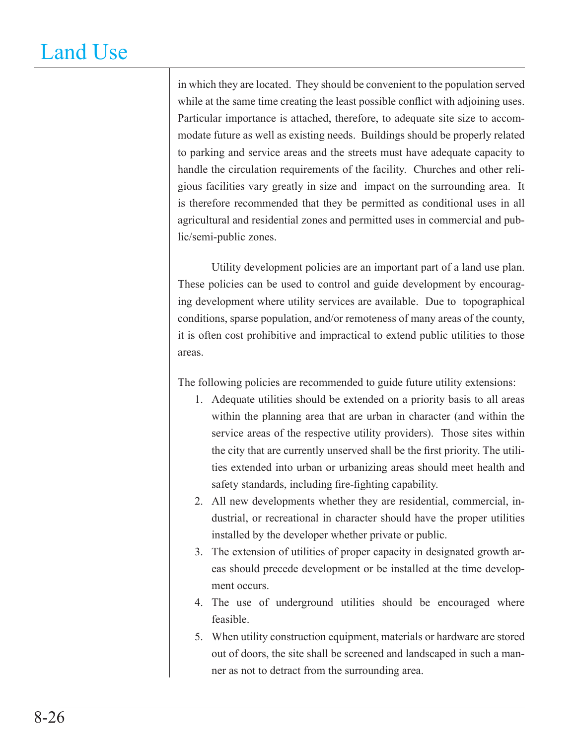in which they are located. They should be convenient to the population served while at the same time creating the least possible conflict with adjoining uses. Particular importance is attached, therefore, to adequate site size to accommodate future as well as existing needs. Buildings should be properly related to parking and service areas and the streets must have adequate capacity to handle the circulation requirements of the facility. Churches and other religious facilities vary greatly in size and impact on the surrounding area. It is therefore recommended that they be permitted as conditional uses in all agricultural and residential zones and permitted uses in commercial and public/semi-public zones.

Utility development policies are an important part of a land use plan. These policies can be used to control and guide development by encouraging development where utility services are available. Due to topographical conditions, sparse population, and/or remoteness of many areas of the county, it is often cost prohibitive and impractical to extend public utilities to those areas.

The following policies are recommended to guide future utility extensions:

1. Adequate utilities should be extended on a priority basis to all areas within the planning area that are urban in character (and within the service areas of the respective utility providers). Those sites within the city that are currently unserved shall be the first priority. The utilities extended into urban or urbanizing areas should meet health and safety standards, including fire-fighting capability.
2. All new developments whether they are residential, commercial, industrial, or recreational in character should have the proper utilities installed by the developer whether private or public.
3. The extension of utilities of proper capacity in designated growth areas should precede development or be installed at the time development occurs.
4. The use of underground utilities should be encouraged where feasible.
5. When utility construction equipment, materials or hardware are stored out of doors, the site shall be screened and landscaped in such a manner as not to detract from the surrounding area.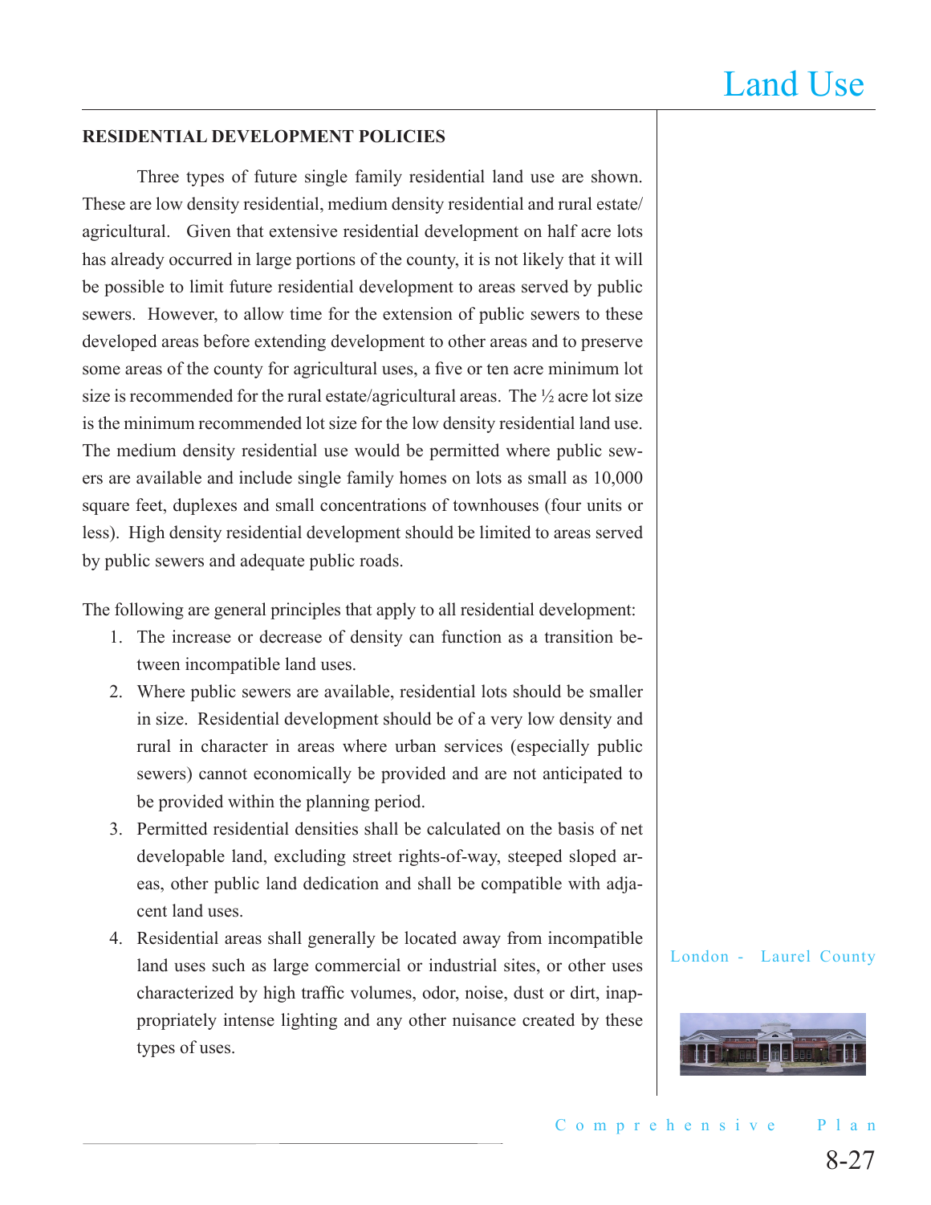## RESIDENTIAL DEVELOPMENT POLICIES

Three types of future single family residential land use are shown. These are low density residential, medium density residential and rural estate/agricultural. Given that extensive residential development on half acre lots has already occurred in large portions of the county, it is not likely that it will be possible to limit future residential development to areas served by public sewers. However, to allow time for the extension of public sewers to these developed areas before extending development to other areas and to preserve some areas of the county for agricultural uses, a five or ten acre minimum lot size is recommended for the rural estate/agricultural areas. The ½ acre lot size is the minimum recommended lot size for the low density residential land use. The medium density residential use would be permitted where public sewers are available and include single family homes on lots as small as 10,000 square feet, duplexes and small concentrations of townhouses (four units or less). High density residential development should be limited to areas served by public sewers and adequate public roads.

The following are general principles that apply to all residential development:

1. The increase or decrease of density can function as a transition between incompatible land uses.
2. Where public sewers are available, residential lots should be smaller in size. Residential development should be of a very low density and rural in character in areas where urban services (especially public sewers) cannot economically be provided and are not anticipated to be provided within the planning period.
3. Permitted residential densities shall be calculated on the basis of net developable land, excluding street rights-of-way, steeped sloped areas, other public land dedication and shall be compatible with adjacent land uses.
4. Residential areas shall generally be located away from incompatible land uses such as large commercial or industrial sites, or other uses characterized by high traffic volumes, odor, noise, dust or dirt, inappropriately intense lighting and any other nuisance created by these types of uses.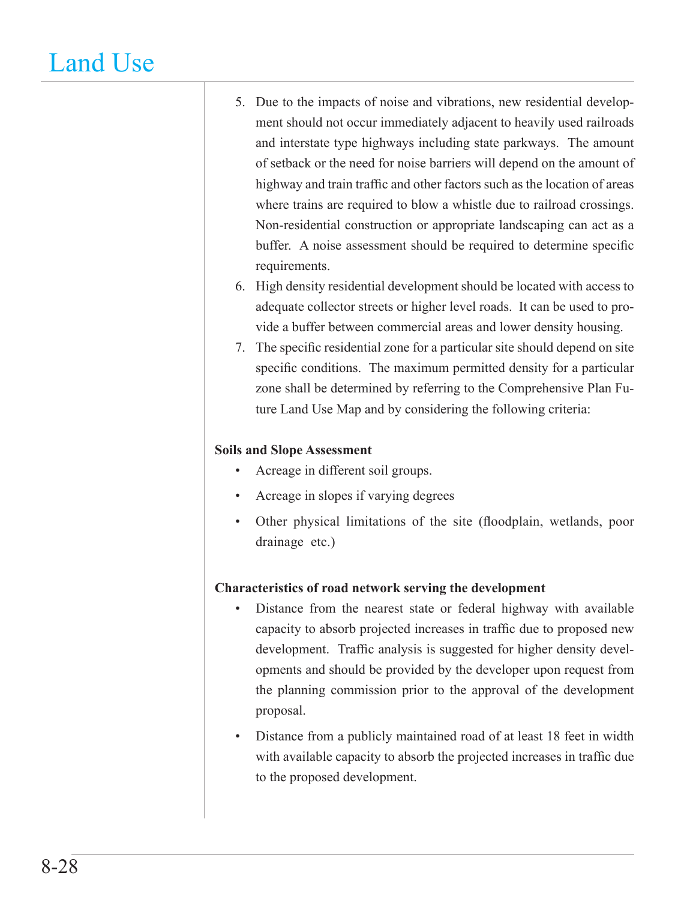5. Due to the impacts of noise and vibrations, new residential development should not occur immediately adjacent to heavily used railroads and interstate type highways including state parkways. The amount of setback or the need for noise barriers will depend on the amount of highway and train traffic and other factors such as the location of areas where trains are required to blow a whistle due to railroad crossings. Non-residential construction or appropriate landscaping can act as a buffer. A noise assessment should be required to determine specific requirements.
6. High density residential development should be located with access to adequate collector streets or higher level roads. It can be used to provide a buffer between commercial areas and lower density housing.
7. The specific residential zone for a particular site should depend on site specific conditions. The maximum permitted density for a particular zone shall be determined by referring to the Comprehensive Plan Future Land Use Map and by considering the following criteria:

**Soils and Slope Assessment**

- Acreage in different soil groups.
- Acreage in slopes if varying degrees
- Other physical limitations of the site (floodplain, wetlands, poor drainage etc.)

**Characteristics of road network serving the development**

- Distance from the nearest state or federal highway with available capacity to absorb projected increases in traffic due to proposed new development. Traffic analysis is suggested for higher density developments and should be provided by the developer upon request from the planning commission prior to the approval of the development proposal.
- Distance from a publicly maintained road of at least 18 feet in width with available capacity to absorb the projected increases in traffic due to the proposed development.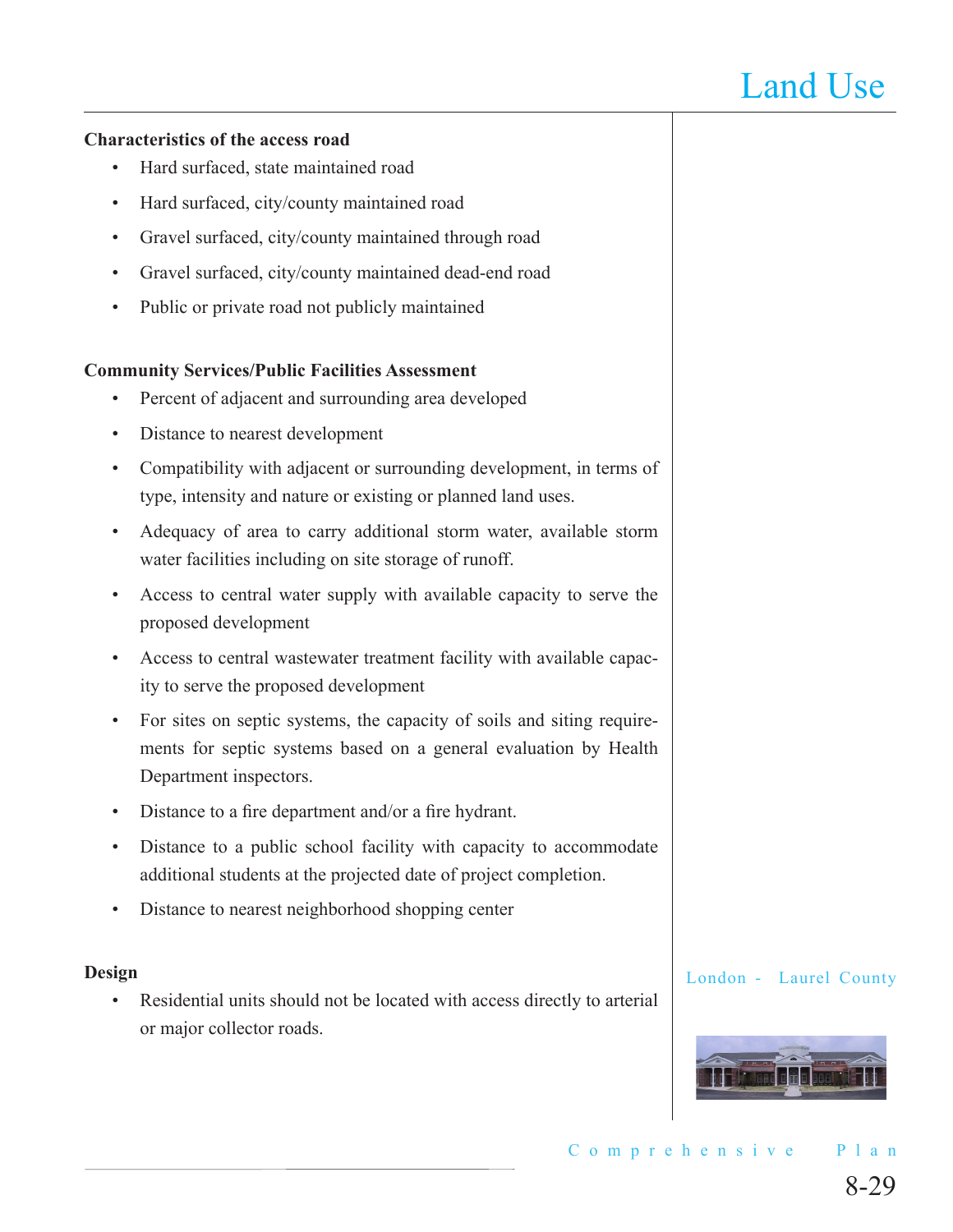**Characteristics of the access road**

- Hard surfaced, state maintained road
- Hard surfaced, city/county maintained road
- Gravel surfaced, city/county maintained through road
- Gravel surfaced, city/county maintained dead-end road
- Public or private road not publicly maintained

**Community Services/Public Facilities Assessment**

- Percent of adjacent and surrounding area developed
- Distance to nearest development
- Compatibility with adjacent or surrounding development, in terms of type, intensity and nature or existing or planned land uses.
- Adequacy of area to carry additional storm water, available storm water facilities including on site storage of runoff.
- Access to central water supply with available capacity to serve the proposed development
- Access to central wastewater treatment facility with available capacity to serve the proposed development
- For sites on septic systems, the capacity of soils and siting requirements for septic systems based on a general evaluation by Health Department inspectors.
- Distance to a fire department and/or a fire hydrant.
- Distance to a public school facility with capacity to accommodate additional students at the projected date of project completion.
- Distance to nearest neighborhood shopping center

**Design**

- Residential units should not be located with access directly to arterial or major collector roads.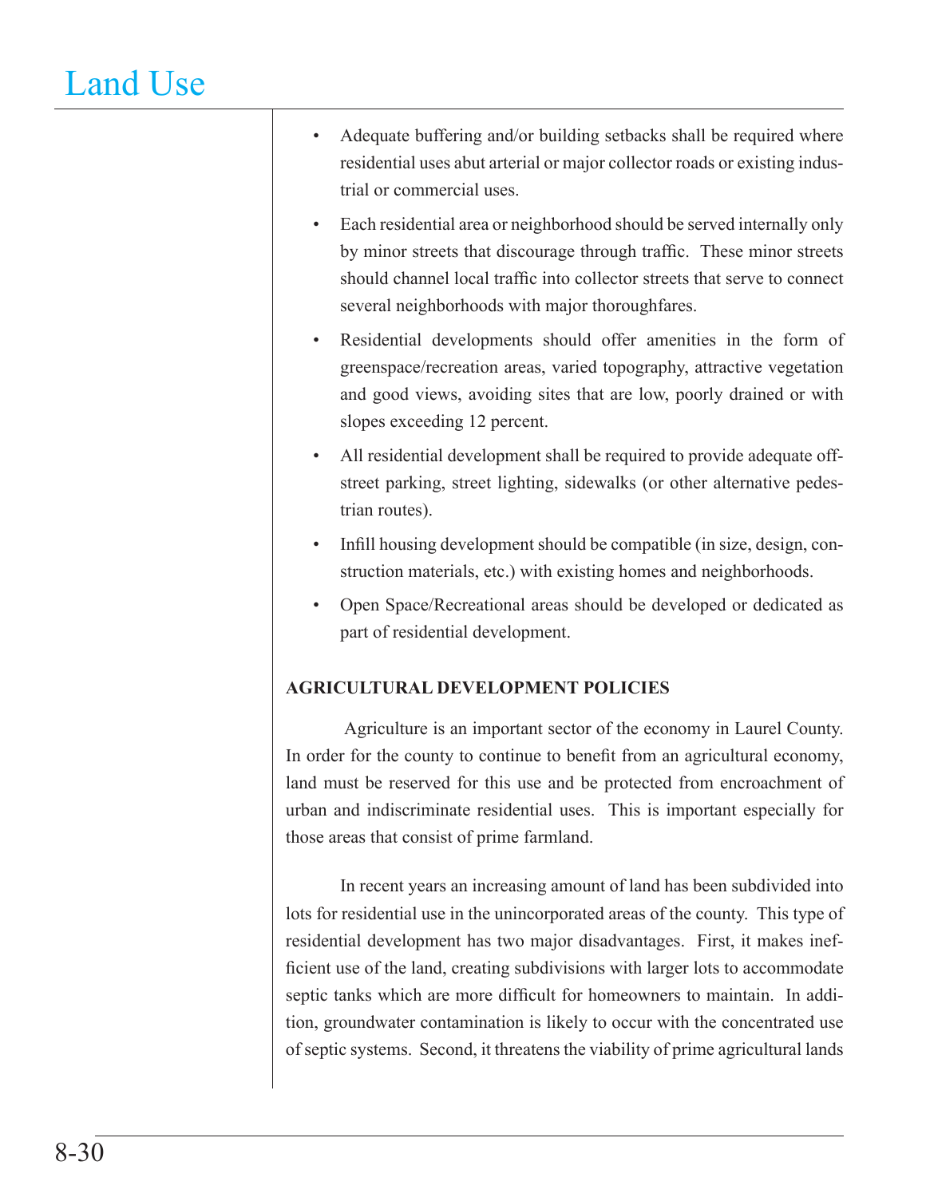- Adequate buffering and/or building setbacks shall be required where residential uses abut arterial or major collector roads or existing industrial or commercial uses.
- Each residential area or neighborhood should be served internally only by minor streets that discourage through traffic. These minor streets should channel local traffic into collector streets that serve to connect several neighborhoods with major thoroughfares.
- Residential developments should offer amenities in the form of greenspace/recreation areas, varied topography, attractive vegetation and good views, avoiding sites that are low, poorly drained or with slopes exceeding 12 percent.
- All residential development shall be required to provide adequate off-street parking, street lighting, sidewalks (or other alternative pedestrian routes).
- Infill housing development should be compatible (in size, design, construction materials, etc.) with existing homes and neighborhoods.
- Open Space/Recreational areas should be developed or dedicated as part of residential development.

**AGRICULTURAL DEVELOPMENT POLICIES**

Agriculture is an important sector of the economy in Laurel County. In order for the county to continue to benefit from an agricultural economy, land must be reserved for this use and be protected from encroachment of urban and indiscriminate residential uses. This is important especially for those areas that consist of prime farmland.

In recent years an increasing amount of land has been subdivided into lots for residential use in the unincorporated areas of the county. This type of residential development has two major disadvantages. First, it makes inefficient use of the land, creating subdivisions with larger lots to accommodate septic tanks which are more difficult for homeowners to maintain. In addition, groundwater contamination is likely to occur with the concentrated use of septic systems. Second, it threatens the viability of prime agricultural lands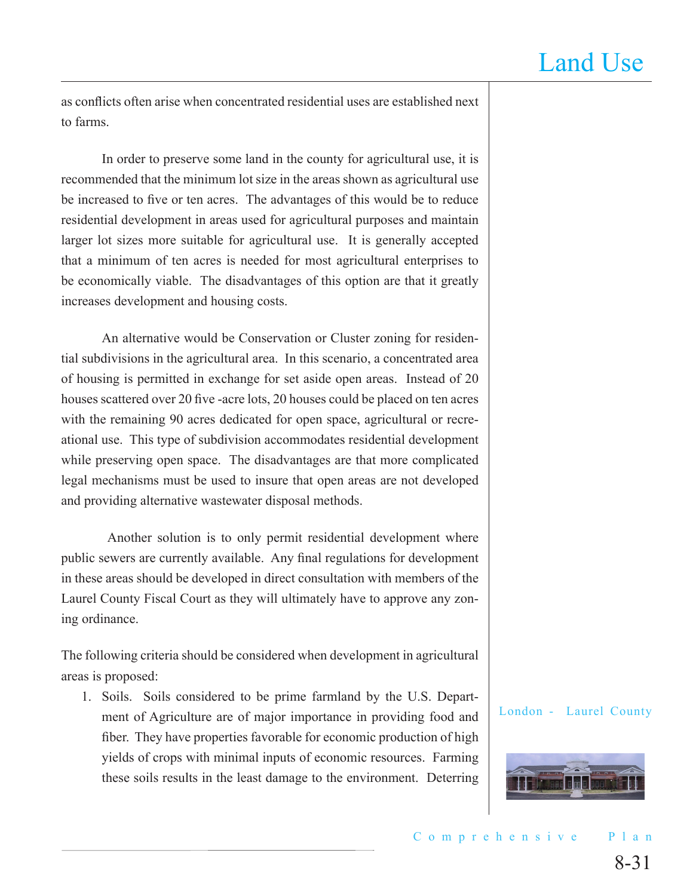as conflicts often arise when concentrated residential uses are established next to farms.

In order to preserve some land in the county for agricultural use, it is recommended that the minimum lot size in the areas shown as agricultural use be increased to five or ten acres. The advantages of this would be to reduce residential development in areas used for agricultural purposes and maintain larger lot sizes more suitable for agricultural use. It is generally accepted that a minimum of ten acres is needed for most agricultural enterprises to be economically viable. The disadvantages of this option are that it greatly increases development and housing costs.

An alternative would be Conservation or Cluster zoning for residential subdivisions in the agricultural area. In this scenario, a concentrated area of housing is permitted in exchange for set aside open areas. Instead of 20 houses scattered over 20 five -acre lots, 20 houses could be placed on ten acres with the remaining 90 acres dedicated for open space, agricultural or recreational use. This type of subdivision accommodates residential development while preserving open space. The disadvantages are that more complicated legal mechanisms must be used to insure that open areas are not developed and providing alternative wastewater disposal methods.

Another solution is to only permit residential development where public sewers are currently available. Any final regulations for development in these areas should be developed in direct consultation with members of the Laurel County Fiscal Court as they will ultimately have to approve any zoning ordinance.

The following criteria should be considered when development in agricultural areas is proposed:

1. Soils. Soils considered to be prime farmland by the U.S. Department of Agriculture are of major importance in providing food and fiber. They have properties favorable for economic production of high yields of crops with minimal inputs of economic resources. Farming these soils results in the least damage to the environment. Deterring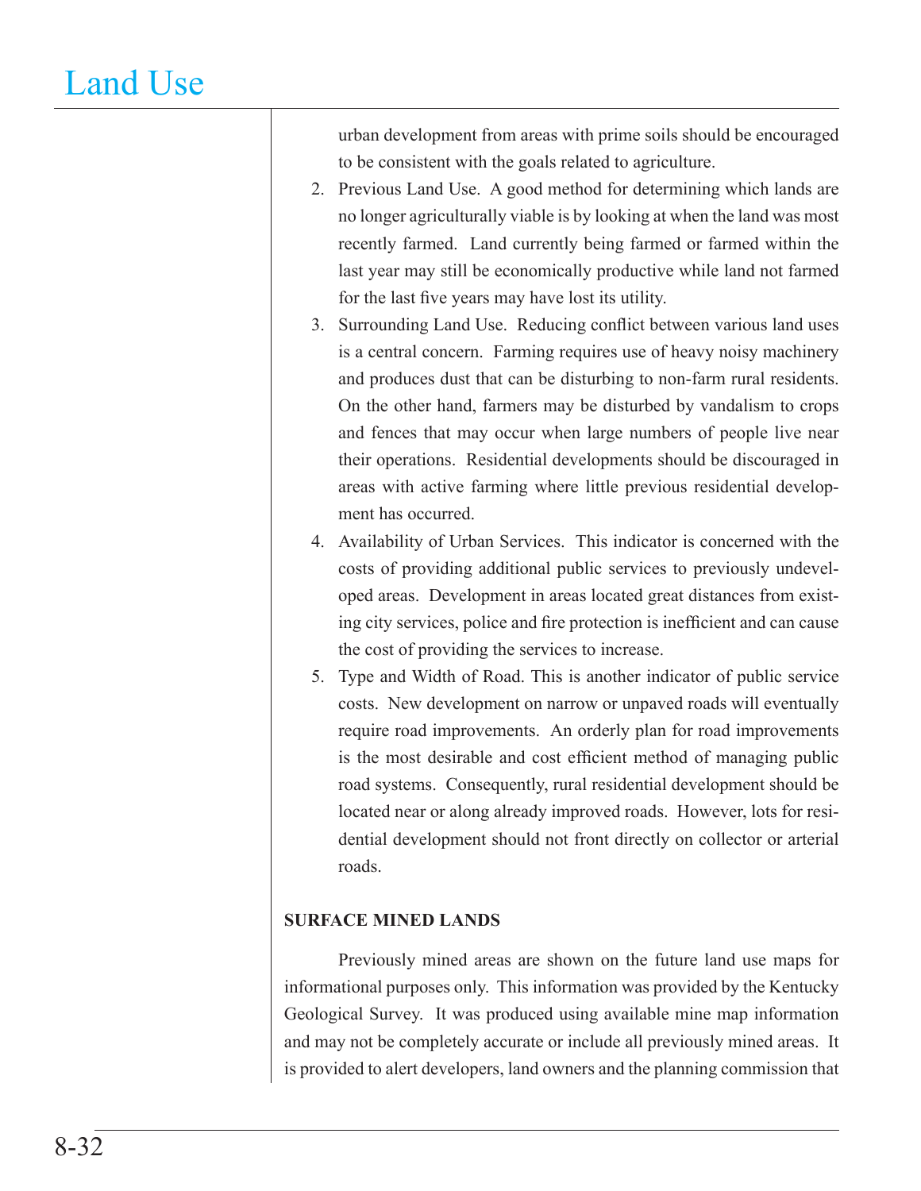urban development from areas with prime soils should be encouraged to be consistent with the goals related to agriculture.

2. Previous Land Use. A good method for determining which lands are no longer agriculturally viable is by looking at when the land was most recently farmed. Land currently being farmed or farmed within the last year may still be economically productive while land not farmed for the last five years may have lost its utility.
3. Surrounding Land Use. Reducing conflict between various land uses is a central concern. Farming requires use of heavy noisy machinery and produces dust that can be disturbing to non-farm rural residents. On the other hand, farmers may be disturbed by vandalism to crops and fences that may occur when large numbers of people live near their operations. Residential developments should be discouraged in areas with active farming where little previous residential development has occurred.
4. Availability of Urban Services. This indicator is concerned with the costs of providing additional public services to previously undeveloped areas. Development in areas located great distances from existing city services, police and fire protection is inefficient and can cause the cost of providing the services to increase.
5. Type and Width of Road. This is another indicator of public service costs. New development on narrow or unpaved roads will eventually require road improvements. An orderly plan for road improvements is the most desirable and cost efficient method of managing public road systems. Consequently, rural residential development should be located near or along already improved roads. However, lots for residential development should not front directly on collector or arterial roads.

**SURFACE MINED LANDS**

Previously mined areas are shown on the future land use maps for informational purposes only. This information was provided by the Kentucky Geological Survey. It was produced using available mine map information and may not be completely accurate or include all previously mined areas. It is provided to alert developers, land owners and the planning commission that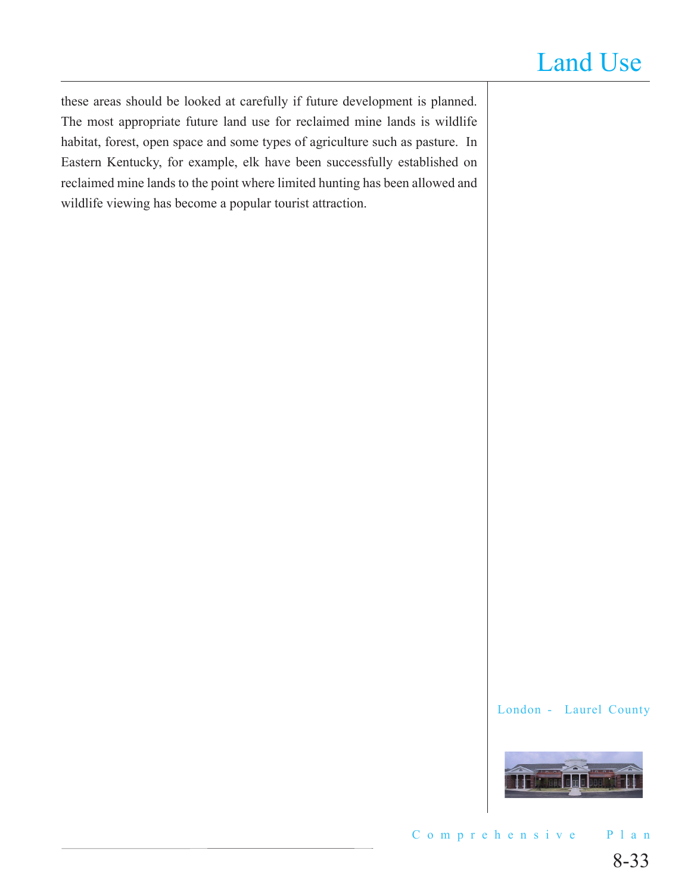these areas should be looked at carefully if future development is planned. The most appropriate future land use for reclaimed mine lands is wildlife habitat, forest, open space and some types of agriculture such as pasture. In Eastern Kentucky, for example, elk have been successfully established on reclaimed mine lands to the point where limited hunting has been allowed and wildlife viewing has become a popular tourist attraction.